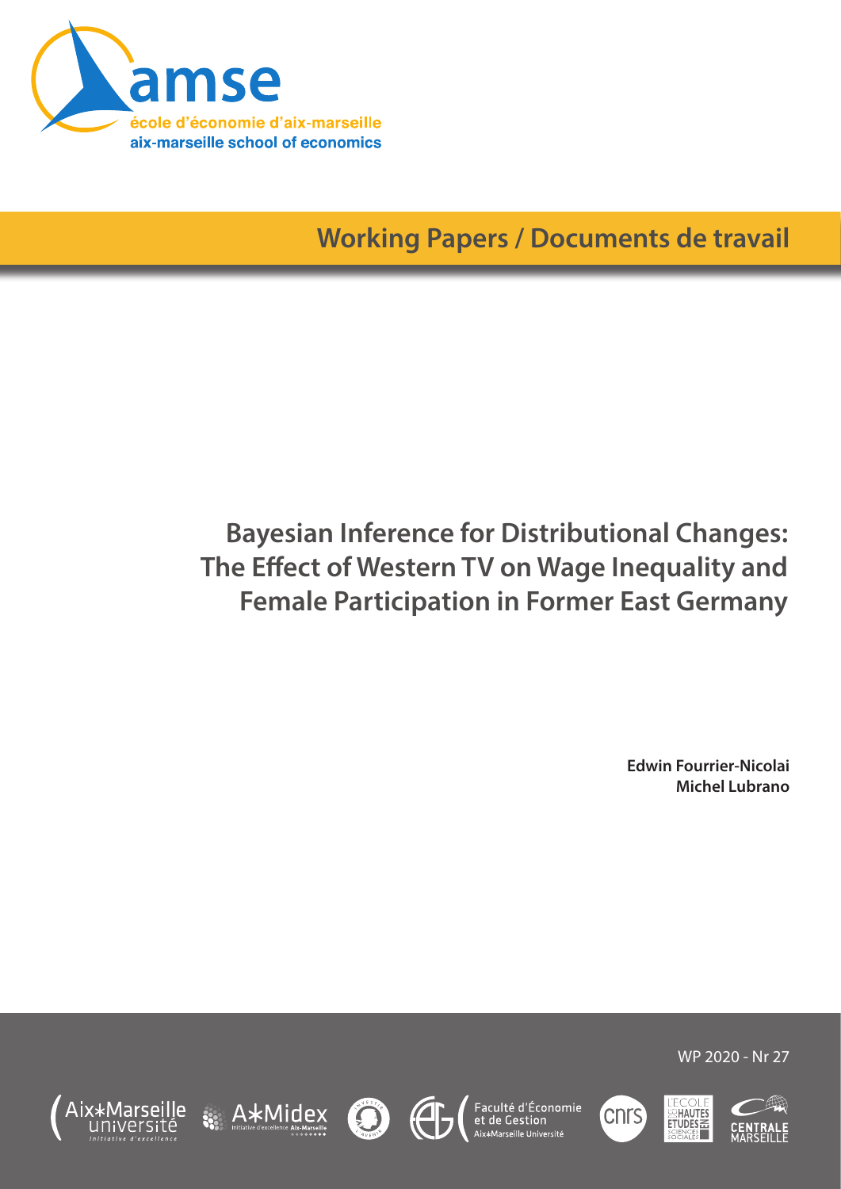amse

école d'économie d'aix-marseille

aix-marseille school of economics

**Working Papers / Documents de travail**

# Bayesian Inference for Distributional Changes: The Effect of Western TV on Wage Inequality and Female Participation in Former East Germany

**Edwin Fourrier-Nicolai**

**Michel Lubrano**

WP 2020 - Nr 27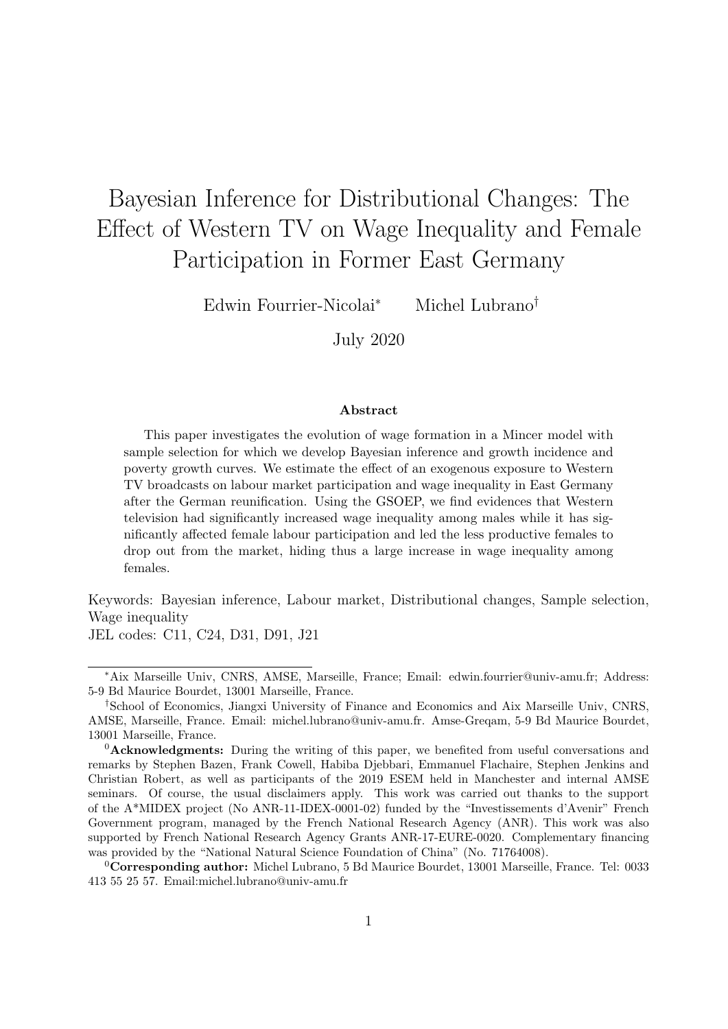# Bayesian Inference for Distributional Changes: The Effect of Western TV on Wage Inequality and Female Participation in Former East Germany

Edwin Fourrier-Nicolai[*] Michel Lubrano[†]

July 2020

**Abstract**

This paper investigates the evolution of wage formation in a Mincer model with sample selection for which we develop Bayesian inference and growth incidence and poverty growth curves. We estimate the effect of an exogenous exposure to Western TV broadcasts on labour market participation and wage inequality in East Germany after the German reunification. Using the GSOEP, we find evidences that Western television had significantly increased wage inequality among males while it has significantly affected female labour participation and led the less productive females to drop out from the market, hiding thus a large increase in wage inequality among females.

Keywords: Bayesian inference, Labour market, Distributional changes, Sample selection, Wage inequality
JEL codes: C11, C24, D31, D91, J21

---

[*] Aix Marseille Univ, CNRS, AMSE, Marseille, France; Email: edwin.fourrier@univ-amu.fr; Address: 5-9 Bd Maurice Bourdet, 13001 Marseille, France.

[†] School of Economics, Jiangxi University of Finance and Economics and Aix Marseille Univ, CNRS, AMSE, Marseille, France. Email: michel.lubrano@univ-amu.fr. Amse-Greqam, 5-9 Bd Maurice Bourdet, 13001 Marseille, France.

[0] **Acknowledgments:** During the writing of this paper, we benefited from useful conversations and remarks by Stephen Bazen, Frank Cowell, Habiba Djebbari, Emmanuel Flachaire, Stephen Jenkins and Christian Robert, as well as participants of the 2019 ESEM held in Manchester and internal AMSE seminars. Of course, the usual disclaimers apply. This work was carried out thanks to the support of the A*MIDEX project (No ANR-11-IDEX-0001-02) funded by the "Investissements d'Avenir" French Government program, managed by the French National Research Agency (ANR). This work was also supported by French National Research Agency Grants ANR-17-EURE-0020. Complementary financing was provided by the "National Natural Science Foundation of China" (No. 71764008).

[0] **Corresponding author:** Michel Lubrano, 5 Bd Maurice Bourdet, 13001 Marseille, France. Tel: 0033 413 55 25 57. Email:michel.lubrano@univ-amu.fr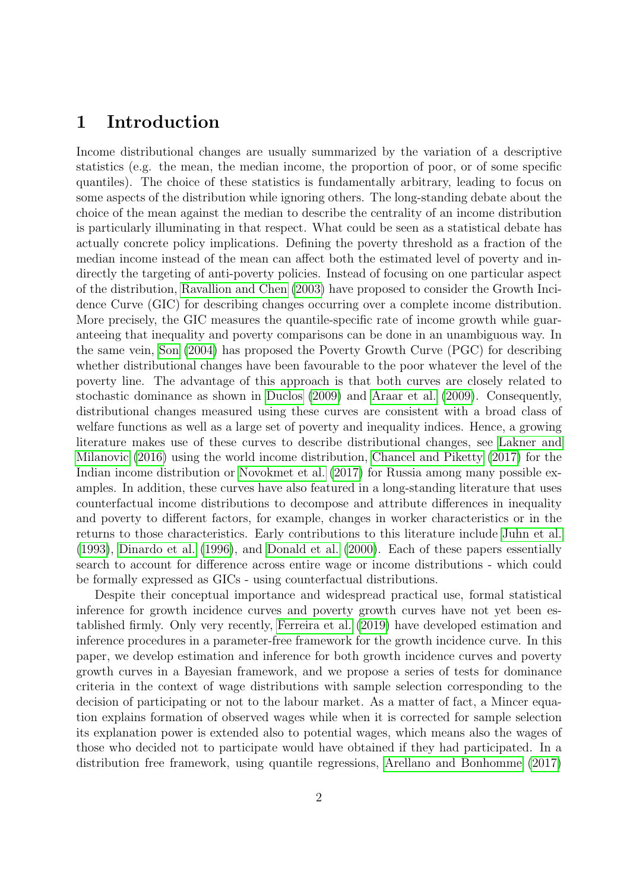# 1 Introduction

Income distributional changes are usually summarized by the variation of a descriptive statistics (e.g. the mean, the median income, the proportion of poor, or of some specific quantiles). The choice of these statistics is fundamentally arbitrary, leading to focus on some aspects of the distribution while ignoring others. The long-standing debate about the choice of the mean against the median to describe the centrality of an income distribution is particularly illuminating in that respect. What could be seen as a statistical debate has actually concrete policy implications. Defining the poverty threshold as a fraction of the median income instead of the mean can affect both the estimated level of poverty and indirectly the targeting of anti-poverty policies. Instead of focusing on one particular aspect of the distribution, Ravallion and Chen (2003) have proposed to consider the Growth Incidence Curve (GIC) for describing changes occurring over a complete income distribution. More precisely, the GIC measures the quantile-specific rate of income growth while guaranteeing that inequality and poverty comparisons can be done in an unambiguous way. In the same vein, Son (2004) has proposed the Poverty Growth Curve (PGC) for describing whether distributional changes have been favourable to the poor whatever the level of the poverty line. The advantage of this approach is that both curves are closely related to stochastic dominance as shown in Duclos (2009) and Araar et al. (2009). Consequently, distributional changes measured using these curves are consistent with a broad class of welfare functions as well as a large set of poverty and inequality indices. Hence, a growing literature makes use of these curves to describe distributional changes, see Lakner and Milanovic (2016) using the world income distribution, Chancel and Piketty (2017) for the Indian income distribution or Novokmet et al. (2017) for Russia among many possible examples. In addition, these curves have also featured in a long-standing literature that uses counterfactual income distributions to decompose and attribute differences in inequality and poverty to different factors, for example, changes in worker characteristics or in the returns to those characteristics. Early contributions to this literature include Juhn et al. (1993), Dinardo et al. (1996), and Donald et al. (2000). Each of these papers essentially search to account for difference across entire wage or income distributions - which could be formally expressed as GICs - using counterfactual distributions.

Despite their conceptual importance and widespread practical use, formal statistical inference for growth incidence curves and poverty growth curves have not yet been established firmly. Only very recently, Ferreira et al. (2019) have developed estimation and inference procedures in a parameter-free framework for the growth incidence curve. In this paper, we develop estimation and inference for both growth incidence curves and poverty growth curves in a Bayesian framework, and we propose a series of tests for dominance criteria in the context of wage distributions with sample selection corresponding to the decision of participating or not to the labour market. As a matter of fact, a Mincer equation explains formation of observed wages while when it is corrected for sample selection its explanation power is extended also to potential wages, which means also the wages of those who decided not to participate would have obtained if they had participated. In a distribution free framework, using quantile regressions, Arellano and Bonhomme (2017)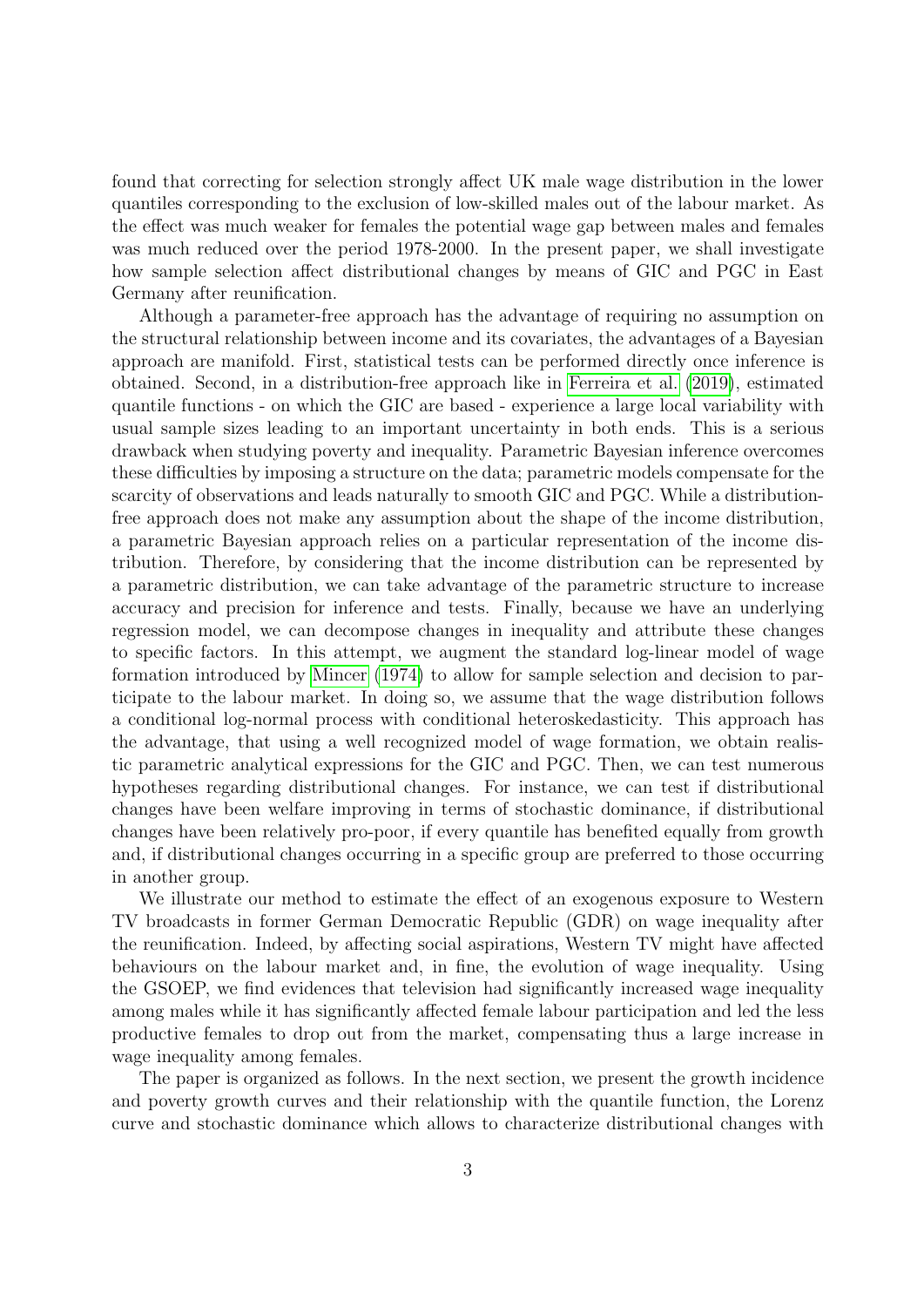found that correcting for selection strongly affect UK male wage distribution in the lower quantiles corresponding to the exclusion of low-skilled males out of the labour market. As the effect was much weaker for females the potential wage gap between males and females was much reduced over the period 1978-2000. In the present paper, we shall investigate how sample selection affect distributional changes by means of GIC and PGC in East Germany after reunification.

Although a parameter-free approach has the advantage of requiring no assumption on the structural relationship between income and its covariates, the advantages of a Bayesian approach are manifold. First, statistical tests can be performed directly once inference is obtained. Second, in a distribution-free approach like in Ferreira et al. (2019), estimated quantile functions - on which the GIC are based - experience a large local variability with usual sample sizes leading to an important uncertainty in both ends. This is a serious drawback when studying poverty and inequality. Parametric Bayesian inference overcomes these difficulties by imposing a structure on the data; parametric models compensate for the scarcity of observations and leads naturally to smooth GIC and PGC. While a distribution-free approach does not make any assumption about the shape of the income distribution, a parametric Bayesian approach relies on a particular representation of the income distribution. Therefore, by considering that the income distribution can be represented by a parametric distribution, we can take advantage of the parametric structure to increase accuracy and precision for inference and tests. Finally, because we have an underlying regression model, we can decompose changes in inequality and attribute these changes to specific factors. In this attempt, we augment the standard log-linear model of wage formation introduced by Mincer (1974) to allow for sample selection and decision to participate to the labour market. In doing so, we assume that the wage distribution follows a conditional log-normal process with conditional heteroskedasticity. This approach has the advantage, that using a well recognized model of wage formation, we obtain realistic parametric analytical expressions for the GIC and PGC. Then, we can test numerous hypotheses regarding distributional changes. For instance, we can test if distributional changes have been welfare improving in terms of stochastic dominance, if distributional changes have been relatively pro-poor, if every quantile has benefited equally from growth and, if distributional changes occurring in a specific group are preferred to those occurring in another group.

We illustrate our method to estimate the effect of an exogenous exposure to Western TV broadcasts in former German Democratic Republic (GDR) on wage inequality after the reunification. Indeed, by affecting social aspirations, Western TV might have affected behaviours on the labour market and, in fine, the evolution of wage inequality. Using the GSOEP, we find evidences that television had significantly increased wage inequality among males while it has significantly affected female labour participation and led the less productive females to drop out from the market, compensating thus a large increase in wage inequality among females.

The paper is organized as follows. In the next section, we present the growth incidence and poverty growth curves and their relationship with the quantile function, the Lorenz curve and stochastic dominance which allows to characterize distributional changes with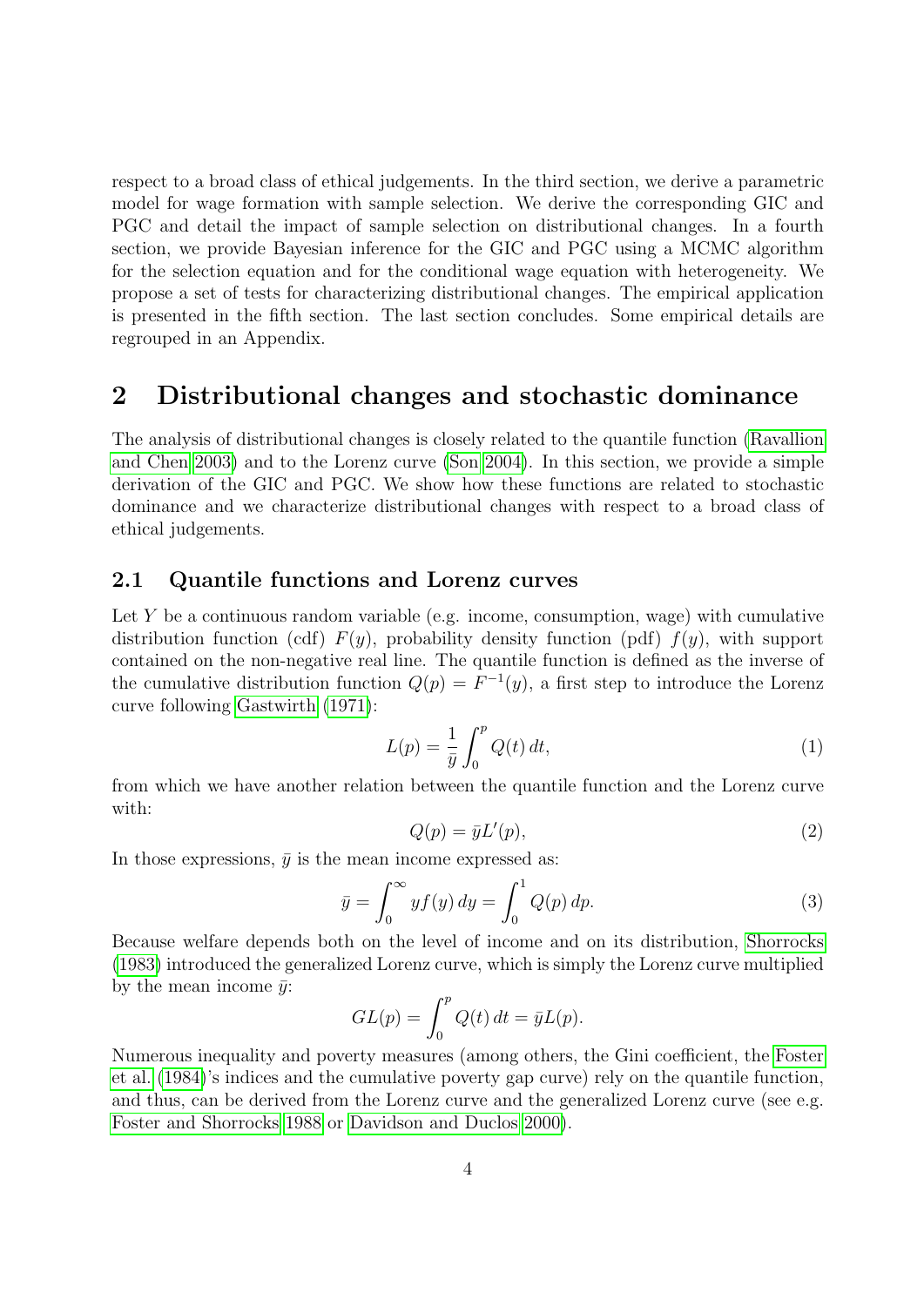respect to a broad class of ethical judgements. In the third section, we derive a parametric model for wage formation with sample selection. We derive the corresponding GIC and PGC and detail the impact of sample selection on distributional changes. In a fourth section, we provide Bayesian inference for the GIC and PGC using a MCMC algorithm for the selection equation and for the conditional wage equation with heterogeneity. We propose a set of tests for characterizing distributional changes. The empirical application is presented in the fifth section. The last section concludes. Some empirical details are regrouped in an Appendix.

## 2 Distributional changes and stochastic dominance

The analysis of distributional changes is closely related to the quantile function (Ravallion and Chen 2003) and to the Lorenz curve (Son 2004). In this section, we provide a simple derivation of the GIC and PGC. We show how these functions are related to stochastic dominance and we characterize distributional changes with respect to a broad class of ethical judgements.

### 2.1 Quantile functions and Lorenz curves

Let $Y$ be a continuous random variable (e.g. income, consumption, wage) with cumulative distribution function (cdf) $F(y)$, probability density function (pdf) $f(y)$, with support contained on the non-negative real line. The quantile function is defined as the inverse of the cumulative distribution function $Q(p) = F^{-1}(y)$, a first step to introduce the Lorenz curve following Gastwirth (1971):

$$L(p) = \frac{1}{\bar{y}} \int_0^p Q(t)\, dt, \tag{1}$$

from which we have another relation between the quantile function and the Lorenz curve with:

$$Q(p) = \bar{y}L'(p), \tag{2}$$

In those expressions, $\bar{y}$ is the mean income expressed as:

$$\bar{y} = \int_0^\infty y f(y)\, dy = \int_0^1 Q(p)\, dp. \tag{3}$$

Because welfare depends both on the level of income and on its distribution, Shorrocks (1983) introduced the generalized Lorenz curve, which is simply the Lorenz curve multiplied by the mean income $\bar{y}$:

$$GL(p) = \int_0^p Q(t)\, dt = \bar{y}L(p).$$

Numerous inequality and poverty measures (among others, the Gini coefficient, the Foster et al. (1984)'s indices and the cumulative poverty gap curve) rely on the quantile function, and thus, can be derived from the Lorenz curve and the generalized Lorenz curve (see e.g. Foster and Shorrocks 1988 or Davidson and Duclos 2000).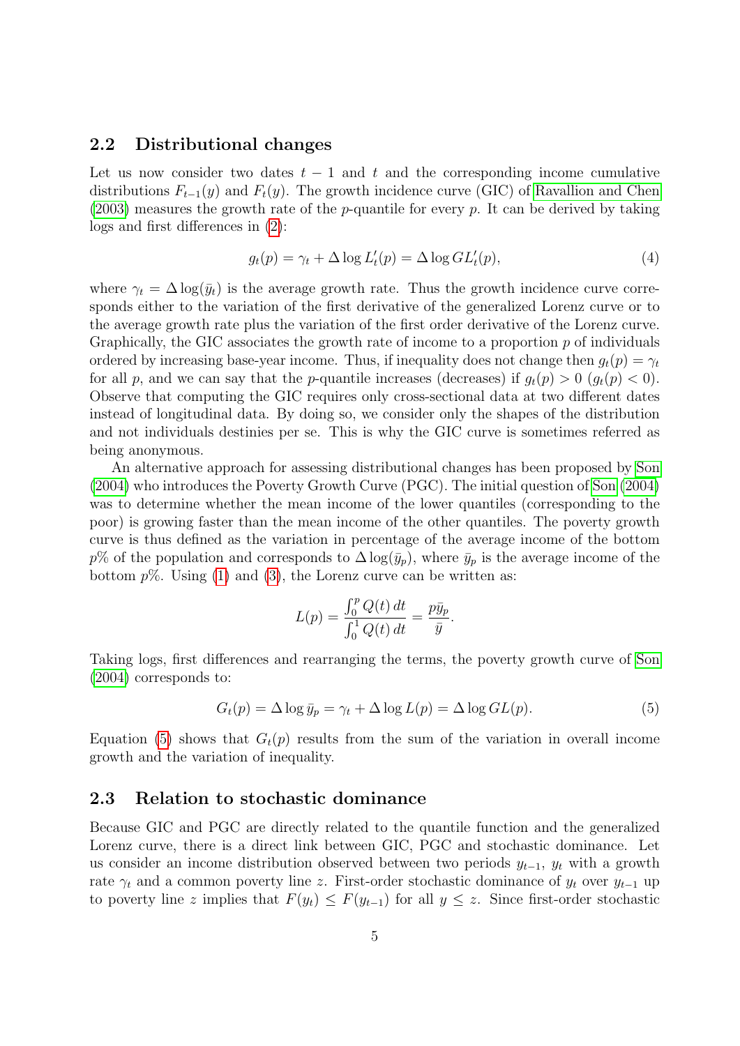### 2.2 Distributional changes

Let us now consider two dates $t-1$ and $t$ and the corresponding income cumulative distributions $F_{t-1}(y)$ and $F_t(y)$. The growth incidence curve (GIC) of Ravallion and Chen (2003) measures the growth rate of the $p$-quantile for every $p$. It can be derived by taking logs and first differences in (2):

$$g_t(p) = \gamma_t + \Delta \log L_t'(p) = \Delta \log GL_t'(p), \tag{4}$$

where $\gamma_t = \Delta \log(\bar{y}_t)$ is the average growth rate. Thus the growth incidence curve corresponds either to the variation of the first derivative of the generalized Lorenz curve or to the average growth rate plus the variation of the first order derivative of the Lorenz curve. Graphically, the GIC associates the growth rate of income to a proportion $p$ of individuals ordered by increasing base-year income. Thus, if inequality does not change then $g_t(p) = \gamma_t$ for all $p$, and we can say that the $p$-quantile increases (decreases) if $g_t(p) > 0$ ($g_t(p) < 0$). Observe that computing the GIC requires only cross-sectional data at two different dates instead of longitudinal data. By doing so, we consider only the shapes of the distribution and not individuals destinies per se. This is why the GIC curve is sometimes referred as being anonymous.

An alternative approach for assessing distributional changes has been proposed by Son (2004) who introduces the Poverty Growth Curve (PGC). The initial question of Son (2004) was to determine whether the mean income of the lower quantiles (corresponding to the poor) is growing faster than the mean income of the other quantiles. The poverty growth curve is thus defined as the variation in percentage of the average income of the bottom $p$% of the population and corresponds to $\Delta \log(\bar{y}_p)$, where $\bar{y}_p$ is the average income of the bottom $p$%. Using (1) and (3), the Lorenz curve can be written as:

$$L(p) = \frac{\int_0^p Q(t)\, dt}{\int_0^1 Q(t)\, dt} = \frac{p\bar{y}_p}{\bar{y}}.$$

Taking logs, first differences and rearranging the terms, the poverty growth curve of Son (2004) corresponds to:

$$G_t(p) = \Delta \log \bar{y}_p = \gamma_t + \Delta \log L(p) = \Delta \log GL(p). \tag{5}$$

Equation (5) shows that $G_t(p)$ results from the sum of the variation in overall income growth and the variation of inequality.

### 2.3 Relation to stochastic dominance

Because GIC and PGC are directly related to the quantile function and the generalized Lorenz curve, there is a direct link between GIC, PGC and stochastic dominance. Let us consider an income distribution observed between two periods $y_{t-1}$, $y_t$ with a growth rate $\gamma_t$ and a common poverty line $z$. First-order stochastic dominance of $y_t$ over $y_{t-1}$ up to poverty line $z$ implies that $F(y_t) \leq F(y_{t-1})$ for all $y \leq z$. Since first-order stochastic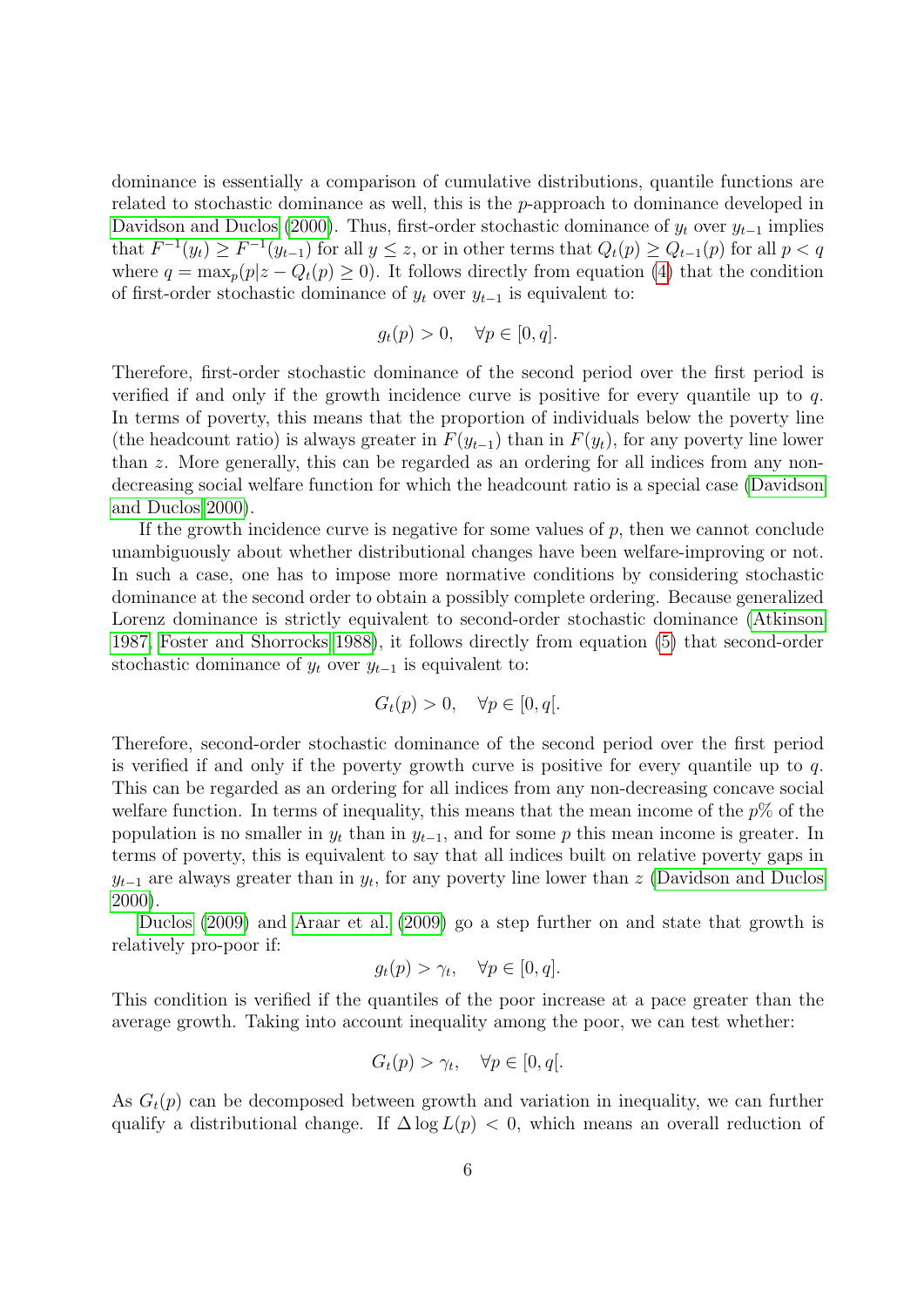dominance is essentially a comparison of cumulative distributions, quantile functions are related to stochastic dominance as well, this is the $p$-approach to dominance developed in Davidson and Duclos (2000). Thus, first-order stochastic dominance of $y_t$ over $y_{t-1}$ implies that $F^{-1}(y_t) \geq F^{-1}(y_{t-1})$ for all $y \leq z$, or in other terms that $Q_t(p) \geq Q_{t-1}(p)$ for all $p < q$ where $q = \max_p(p|z - Q_t(p) \geq 0)$. It follows directly from equation (4) that the condition of first-order stochastic dominance of $y_t$ over $y_{t-1}$ is equivalent to:

$$g_t(p) > 0, \quad \forall p \in [0, q].$$

Therefore, first-order stochastic dominance of the second period over the first period is verified if and only if the growth incidence curve is positive for every quantile up to $q$. In terms of poverty, this means that the proportion of individuals below the poverty line (the headcount ratio) is always greater in $F(y_{t-1})$ than in $F(y_t)$, for any poverty line lower than $z$. More generally, this can be regarded as an ordering for all indices from any non-decreasing social welfare function for which the headcount ratio is a special case (Davidson and Duclos 2000).

If the growth incidence curve is negative for some values of $p$, then we cannot conclude unambiguously about whether distributional changes have been welfare-improving or not. In such a case, one has to impose more normative conditions by considering stochastic dominance at the second order to obtain a possibly complete ordering. Because generalized Lorenz dominance is strictly equivalent to second-order stochastic dominance (Atkinson 1987, Foster and Shorrocks 1988), it follows directly from equation (5) that second-order stochastic dominance of $y_t$ over $y_{t-1}$ is equivalent to:

$$G_t(p) > 0, \quad \forall p \in [0, q[.$$

Therefore, second-order stochastic dominance of the second period over the first period is verified if and only if the poverty growth curve is positive for every quantile up to $q$. This can be regarded as an ordering for all indices from any non-decreasing concave social welfare function. In terms of inequality, this means that the mean income of the $p$% of the population is no smaller in $y_t$ than in $y_{t-1}$, and for some $p$ this mean income is greater. In terms of poverty, this is equivalent to say that all indices built on relative poverty gaps in $y_{t-1}$ are always greater than in $y_t$, for any poverty line lower than $z$ (Davidson and Duclos 2000).

Duclos (2009) and Araar et al. (2009) go a step further on and state that growth is relatively pro-poor if:

$$g_t(p) > \gamma_t, \quad \forall p \in [0, q].$$

This condition is verified if the quantiles of the poor increase at a pace greater than the average growth. Taking into account inequality among the poor, we can test whether:

$$G_t(p) > \gamma_t, \quad \forall p \in [0, q[.$$

As $G_t(p)$ can be decomposed between growth and variation in inequality, we can further qualify a distributional change. If $\Delta \log L(p) < 0$, which means an overall reduction of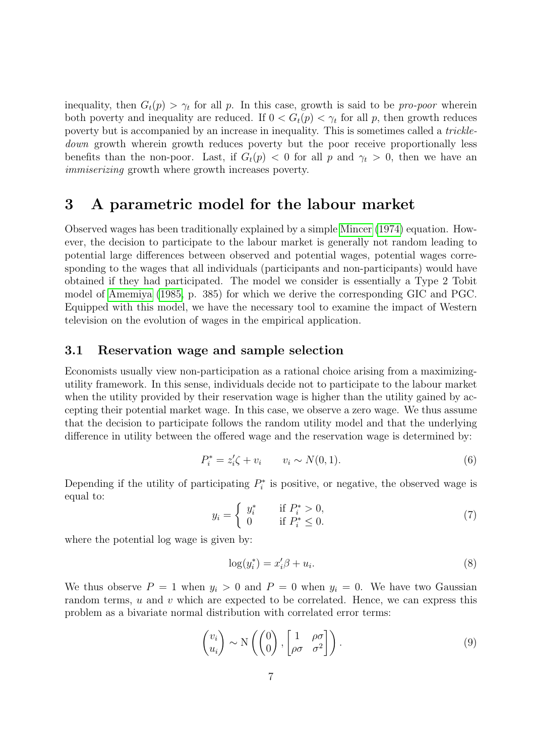inequality, then $G_t(p) > \gamma_t$ for all $p$. In this case, growth is said to be *pro-poor* wherein both poverty and inequality are reduced. If $0 < G_t(p) < \gamma_t$ for all $p$, then growth reduces poverty but is accompanied by an increase in inequality. This is sometimes called a *trickle-down* growth wherein growth reduces poverty but the poor receive proportionally less benefits than the non-poor. Last, if $G_t(p) < 0$ for all $p$ and $\gamma_t > 0$, then we have an *immiserizing* growth where growth increases poverty.

# 3 A parametric model for the labour market

Observed wages has been traditionally explained by a simple Mincer (1974) equation. However, the decision to participate to the labour market is generally not random leading to potential large differences between observed and potential wages, potential wages corresponding to the wages that all individuals (participants and non-participants) would have obtained if they had participated. The model we consider is essentially a Type 2 Tobit model of Amemiya (1985, p. 385) for which we derive the corresponding GIC and PGC. Equipped with this model, we have the necessary tool to examine the impact of Western television on the evolution of wages in the empirical application.

## 3.1 Reservation wage and sample selection

Economists usually view non-participation as a rational choice arising from a maximizing-utility framework. In this sense, individuals decide not to participate to the labour market when the utility provided by their reservation wage is higher than the utility gained by accepting their potential market wage. In this case, we observe a zero wage. We thus assume that the decision to participate follows the random utility model and that the underlying difference in utility between the offered wage and the reservation wage is determined by:

$$P_i^* = z_i'\zeta + v_i \qquad v_i \sim N(0,1). \tag{6}$$

Depending if the utility of participating $P_i^*$ is positive, or negative, the observed wage is equal to:

$$y_i = \begin{cases} y_i^* & \text{if } P_i^* > 0, \\ 0 & \text{if } P_i^* \leq 0. \end{cases} \tag{7}$$

where the potential log wage is given by:

$$\log(y_i^*) = x_i'\beta + u_i. \tag{8}$$

We thus observe $P = 1$ when $y_i > 0$ and $P = 0$ when $y_i = 0$. We have two Gaussian random terms, $u$ and $v$ which are expected to be correlated. Hence, we can express this problem as a bivariate normal distribution with correlated error terms:

$$\begin{pmatrix} v_i \\ u_i \end{pmatrix} \sim \mathrm{N}\left( \begin{pmatrix} 0 \\ 0 \end{pmatrix}, \begin{bmatrix} 1 & \rho\sigma \\ \rho\sigma & \sigma^2 \end{bmatrix} \right). \tag{9}$$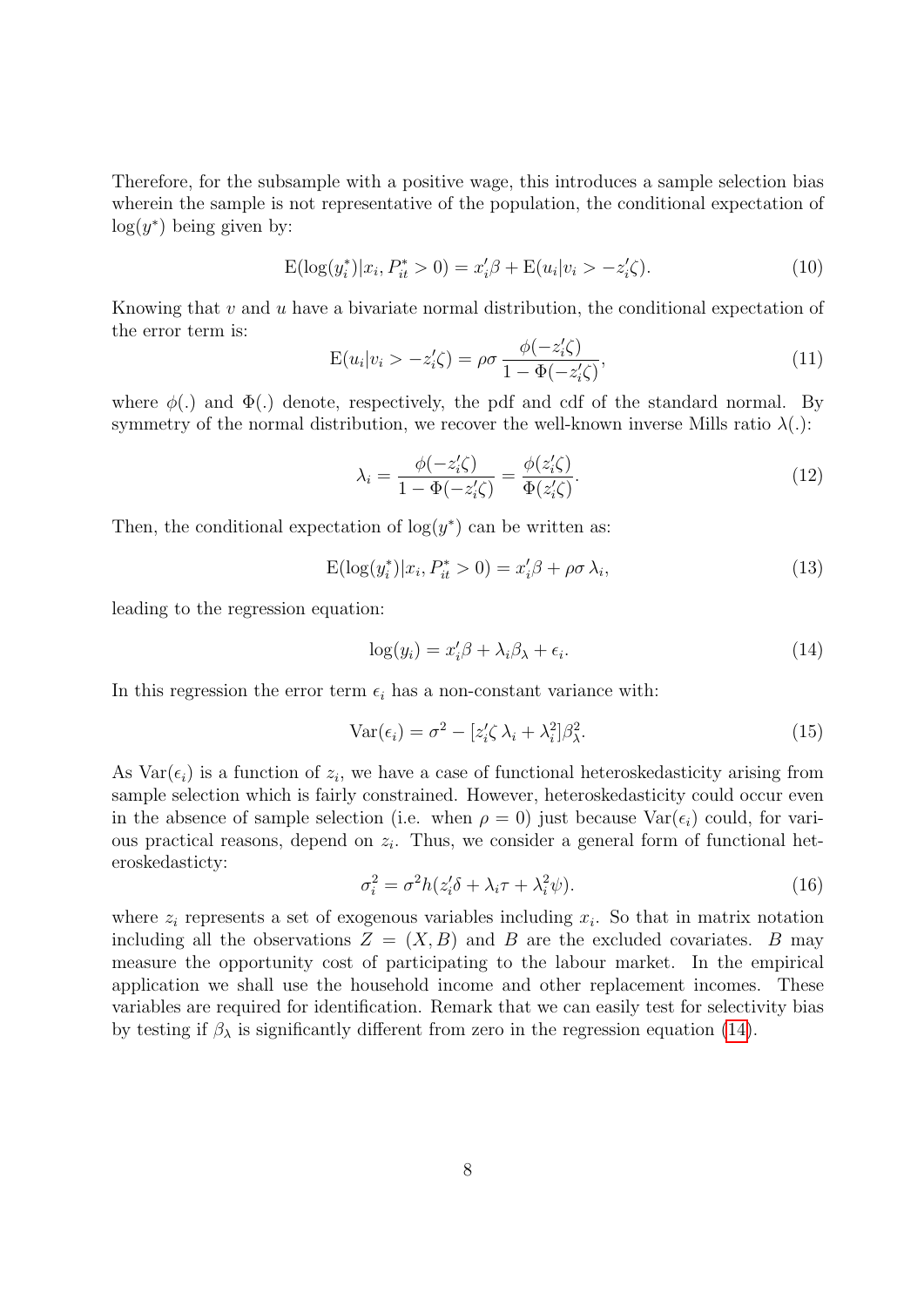Therefore, for the subsample with a positive wage, this introduces a sample selection bias wherein the sample is not representative of the population, the conditional expectation of $\log(y^*)$ being given by:

$$\mathrm{E}(\log(y_i^*)|x_i, P_{it}^* > 0) = x_i'\beta + \mathrm{E}(u_i|v_i > -z_i'\zeta). \tag{10}$$

Knowing that $v$ and $u$ have a bivariate normal distribution, the conditional expectation of the error term is:

$$\mathrm{E}(u_i|v_i > -z_i'\zeta) = \rho\sigma \, \frac{\phi(-z_i'\zeta)}{1 - \Phi(-z_i'\zeta)}, \tag{11}$$

where $\phi(.)$ and $\Phi(.)$ denote, respectively, the pdf and cdf of the standard normal. By symmetry of the normal distribution, we recover the well-known inverse Mills ratio $\lambda(.)$:

$$\lambda_i = \frac{\phi(-z_i'\zeta)}{1 - \Phi(-z_i'\zeta)} = \frac{\phi(z_i'\zeta)}{\Phi(z_i'\zeta)}. \tag{12}$$

Then, the conditional expectation of $\log(y^*)$ can be written as:

$$\mathrm{E}(\log(y_i^*)|x_i, P_{it}^* > 0) = x_i'\beta + \rho\sigma \, \lambda_i, \tag{13}$$

leading to the regression equation:

$$\log(y_i) = x_i'\beta + \lambda_i\beta_\lambda + \epsilon_i. \tag{14}$$

In this regression the error term $\epsilon_i$ has a non-constant variance with:

$$\mathrm{Var}(\epsilon_i) = \sigma^2 - [z_i'\zeta \, \lambda_i + \lambda_i^2]\beta_\lambda^2. \tag{15}$$

As $\mathrm{Var}(\epsilon_i)$ is a function of $z_i$, we have a case of functional heteroskedasticity arising from sample selection which is fairly constrained. However, heteroskedasticity could occur even in the absence of sample selection (i.e. when $\rho = 0$) just because $\mathrm{Var}(\epsilon_i)$ could, for various practical reasons, depend on $z_i$. Thus, we consider a general form of functional heteroskedasticty:

$$\sigma_i^2 = \sigma^2 h(z_i'\delta + \lambda_i\tau + \lambda_i^2\psi). \tag{16}$$

where $z_i$ represents a set of exogenous variables including $x_i$. So that in matrix notation including all the observations $Z = (X, B)$ and $B$ are the excluded covariates. $B$ may measure the opportunity cost of participating to the labour market. In the empirical application we shall use the household income and other replacement incomes. These variables are required for identification. Remark that we can easily test for selectivity bias by testing if $\beta_\lambda$ is significantly different from zero in the regression equation (14).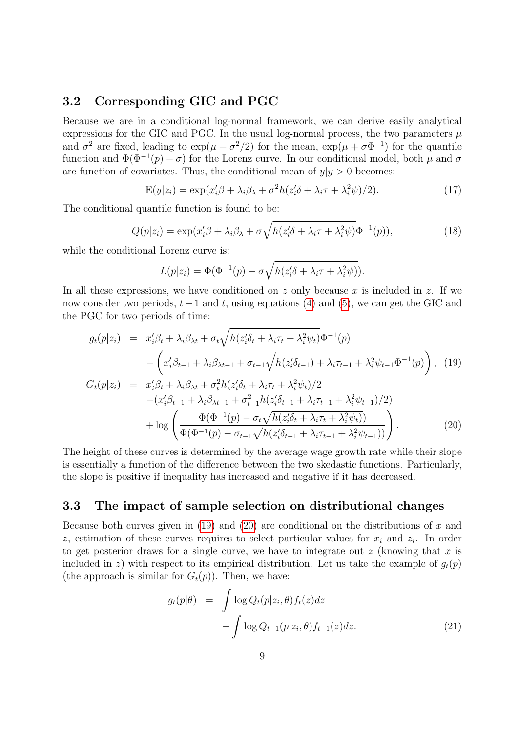### 3.2 Corresponding GIC and PGC

Because we are in a conditional log-normal framework, we can derive easily analytical expressions for the GIC and PGC. In the usual log-normal process, the two parameters $\mu$ and $\sigma^2$ are fixed, leading to $\exp(\mu + \sigma^2/2)$ for the mean, $\exp(\mu + \sigma\Phi^{-1})$ for the quantile function and $\Phi(\Phi^{-1}(p) - \sigma)$ for the Lorenz curve. In our conditional model, both $\mu$ and $\sigma$ are function of covariates. Thus, the conditional mean of $y|y > 0$ becomes:

$$\mathrm{E}(y|z_i) = \exp(x_i'\beta + \lambda_i\beta_\lambda + \sigma^2 h(z_i'\delta + \lambda_i\tau + \lambda_i^2\psi)/2). \tag{17}$$

The conditional quantile function is found to be:

$$Q(p|z_i) = \exp(x_i'\beta + \lambda_i\beta_\lambda + \sigma\sqrt{h(z_i'\delta + \lambda_i\tau + \lambda_i^2\psi)}\Phi^{-1}(p)), \tag{18}$$

while the conditional Lorenz curve is:

$$L(p|z_i) = \Phi(\Phi^{-1}(p) - \sigma\sqrt{h(z_i'\delta + \lambda_i\tau + \lambda_i^2\psi)}).$$

In all these expressions, we have conditioned on $z$ only because $x$ is included in $z$. If we now consider two periods, $t-1$ and $t$, using equations (4) and (5), we can get the GIC and the PGC for two periods of time:

$$\begin{aligned} g_t(p|z_i) &= x_i'\beta_t + \lambda_i\beta_{\lambda t} + \sigma_t\sqrt{h(z_i'\delta_t + \lambda_i\tau_t + \lambda_i^2\psi_t)}\Phi^{-1}(p) \\ &\quad - \left(x_i'\beta_{t-1} + \lambda_i\beta_{\lambda t-1} + \sigma_{t-1}\sqrt{h(z_i'\delta_{t-1}) + \lambda_i\tau_{t-1} + \lambda_i^2\psi_{t-1}}\Phi^{-1}(p)\right), \end{aligned} \tag{19}$$

$$\begin{aligned} G_t(p|z_i) &= x_i'\beta_t + \lambda_i\beta_{\lambda t} + \sigma_t^2 h(z_i'\delta_t + \lambda_i\tau_t + \lambda_i^2\psi_t)/2 \\ &\quad -(x_i'\beta_{t-1} + \lambda_i\beta_{\lambda t-1} + \sigma_{t-1}^2 h(z_i'\delta_{t-1} + \lambda_i\tau_{t-1} + \lambda_i^2\psi_{t-1})/2) \\ &\quad + \log\left(\frac{\Phi(\Phi^{-1}(p) - \sigma_t\sqrt{h(z_i'\delta_t + \lambda_i\tau_t + \lambda_i^2\psi_t)})}{\Phi(\Phi^{-1}(p) - \sigma_{t-1}\sqrt{h(z_i'\delta_{t-1} + \lambda_i\tau_{t-1} + \lambda_i^2\psi_{t-1})})}\right). \end{aligned} \tag{20}$$

The height of these curves is determined by the average wage growth rate while their slope is essentially a function of the difference between the two skedastic functions. Particularly, the slope is positive if inequality has increased and negative if it has decreased.

### 3.3 The impact of sample selection on distributional changes

Because both curves given in (19) and (20) are conditional on the distributions of $x$ and $z$, estimation of these curves requires to select particular values for $x_i$ and $z_i$. In order to get posterior draws for a single curve, we have to integrate out $z$ (knowing that $x$ is included in $z$) with respect to its empirical distribution. Let us take the example of $g_t(p)$ (the approach is similar for $G_t(p)$). Then, we have:

$$\begin{aligned} g_t(p|\theta) &= \int \log Q_t(p|z_i, \theta) f_t(z) dz \\ &\quad - \int \log Q_{t-1}(p|z_i, \theta) f_{t-1}(z) dz. \end{aligned} \tag{21}$$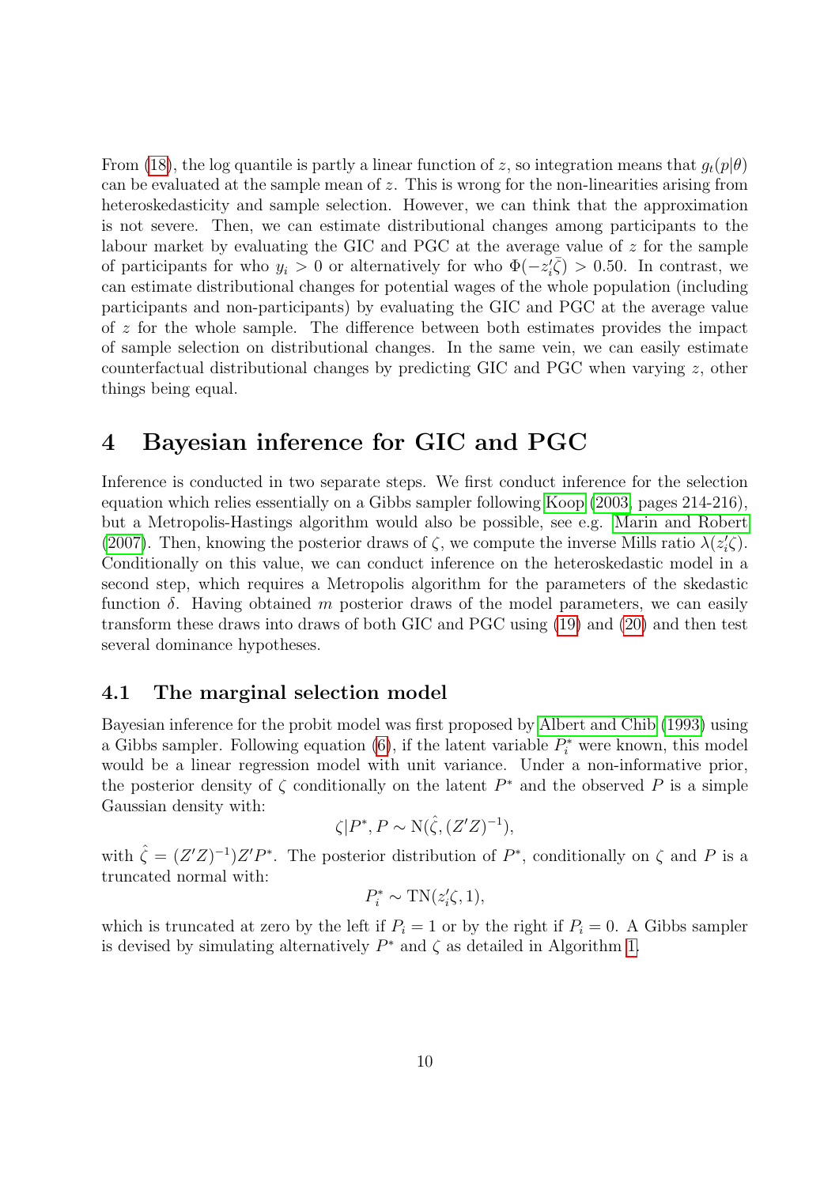From (18), the log quantile is partly a linear function of $z$, so integration means that $g_t(p|\theta)$ can be evaluated at the sample mean of $z$. This is wrong for the non-linearities arising from heteroskedasticity and sample selection. However, we can think that the approximation is not severe. Then, we can estimate distributional changes among participants to the labour market by evaluating the GIC and PGC at the average value of $z$ for the sample of participants for who $y_i > 0$ or alternatively for who $\Phi(-z_i'\bar{\zeta}) > 0.50$. In contrast, we can estimate distributional changes for potential wages of the whole population (including participants and non-participants) by evaluating the GIC and PGC at the average value of $z$ for the whole sample. The difference between both estimates provides the impact of sample selection on distributional changes. In the same vein, we can easily estimate counterfactual distributional changes by predicting GIC and PGC when varying $z$, other things being equal.

# 4 Bayesian inference for GIC and PGC

Inference is conducted in two separate steps. We first conduct inference for the selection equation which relies essentially on a Gibbs sampler following Koop (2003, pages 214-216), but a Metropolis-Hastings algorithm would also be possible, see e.g. Marin and Robert (2007). Then, knowing the posterior draws of $\zeta$, we compute the inverse Mills ratio $\lambda(z_i'\zeta)$. Conditionally on this value, we can conduct inference on the heteroskedastic model in a second step, which requires a Metropolis algorithm for the parameters of the skedastic function $\delta$. Having obtained $m$ posterior draws of the model parameters, we can easily transform these draws into draws of both GIC and PGC using (19) and (20) and then test several dominance hypotheses.

## 4.1 The marginal selection model

Bayesian inference for the probit model was first proposed by Albert and Chib (1993) using a Gibbs sampler. Following equation (6), if the latent variable $P_i^*$ were known, this model would be a linear regression model with unit variance. Under a non-informative prior, the posterior density of $\zeta$ conditionally on the latent $P^*$ and the observed $P$ is a simple Gaussian density with:

$$\zeta | P^*, P \sim \mathrm{N}(\hat{\zeta}, (Z'Z)^{-1}),$$

with $\hat{\zeta} = (Z'Z)^{-1})Z'P^*$. The posterior distribution of $P^*$, conditionally on $\zeta$ and $P$ is a truncated normal with:

$$P_i^* \sim \mathrm{TN}(z_i'\zeta, 1),$$

which is truncated at zero by the left if $P_i = 1$ or by the right if $P_i = 0$. A Gibbs sampler is devised by simulating alternatively $P^*$ and $\zeta$ as detailed in Algorithm 1.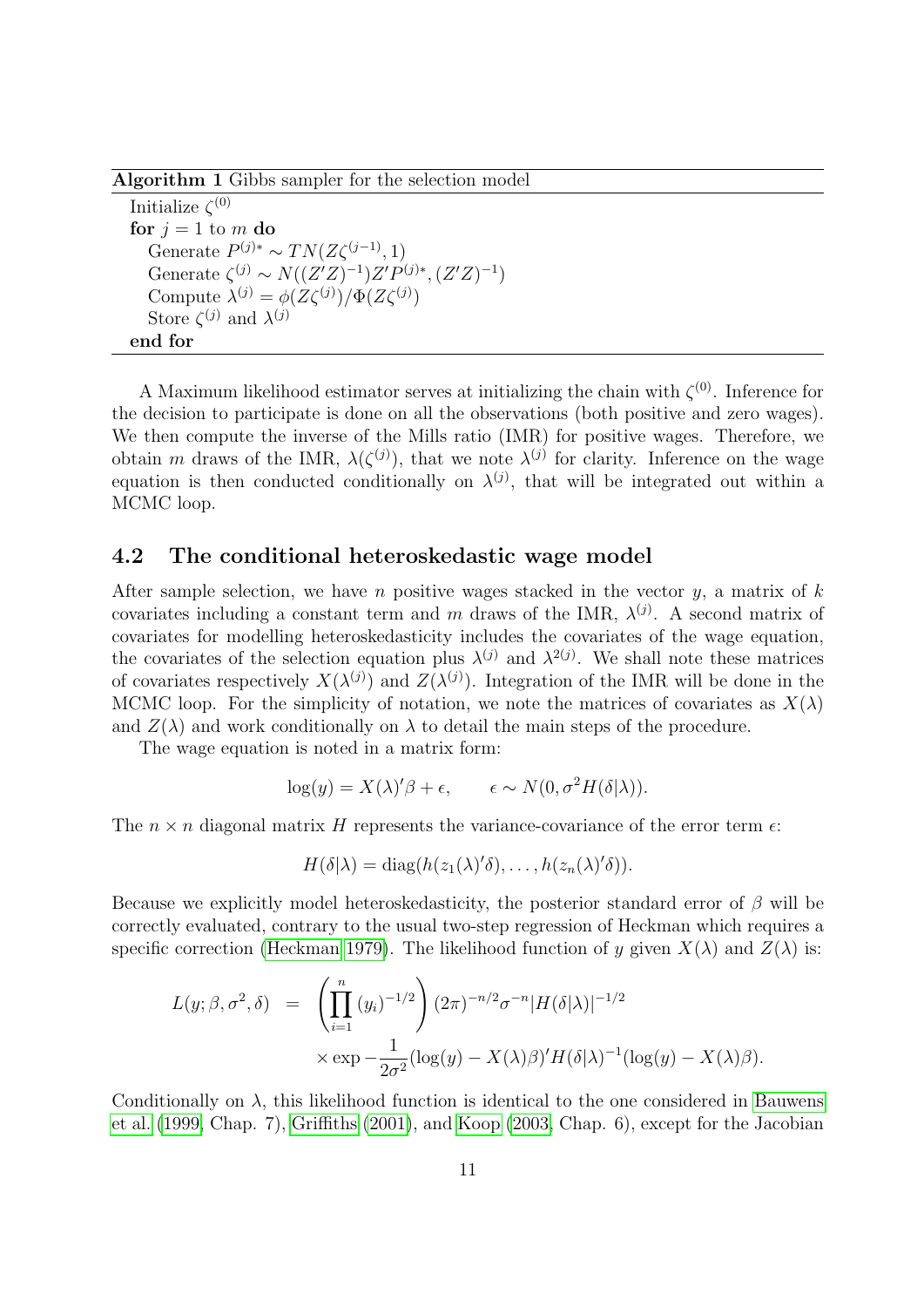**Algorithm 1** Gibbs sampler for the selection model

```
Initialize ζ^(0)
for j = 1 to m do
   Generate P^(j)* ~ TN(Zζ^(j−1), 1)
   Generate ζ^(j) ~ N((Z'Z)^−1 Z'P^(j)*, (Z'Z)^−1)
   Compute λ^(j) = φ(Zζ^(j))/Φ(Zζ^(j))
   Store ζ^(j) and λ^(j)
end for
```

A Maximum likelihood estimator serves at initializing the chain with $\zeta^{(0)}$. Inference for the decision to participate is done on all the observations (both positive and zero wages). We then compute the inverse of the Mills ratio (IMR) for positive wages. Therefore, we obtain $m$ draws of the IMR, $\lambda(\zeta^{(j)})$, that we note $\lambda^{(j)}$ for clarity. Inference on the wage equation is then conducted conditionally on $\lambda^{(j)}$, that will be integrated out within a MCMC loop.

## 4.2 The conditional heteroskedastic wage model

After sample selection, we have $n$ positive wages stacked in the vector $y$, a matrix of $k$ covariates including a constant term and $m$ draws of the IMR, $\lambda^{(j)}$. A second matrix of covariates for modelling heteroskedasticity includes the covariates of the wage equation, the covariates of the selection equation plus $\lambda^{(j)}$ and $\lambda^{2(j)}$. We shall note these matrices of covariates respectively $X(\lambda^{(j)})$ and $Z(\lambda^{(j)})$. Integration of the IMR will be done in the MCMC loop. For the simplicity of notation, we note the matrices of covariates as $X(\lambda)$ and $Z(\lambda)$ and work conditionally on $\lambda$ to detail the main steps of the procedure.

The wage equation is noted in a matrix form:

$$\log(y) = X(\lambda)'\beta + \epsilon, \qquad \epsilon \sim N(0, \sigma^2 H(\delta|\lambda)).$$

The $n \times n$ diagonal matrix $H$ represents the variance-covariance of the error term $\epsilon$:

$$H(\delta|\lambda) = \text{diag}(h(z_1(\lambda)'\delta), \ldots, h(z_n(\lambda)'\delta)).$$

Because we explicitly model heteroskedasticity, the posterior standard error of $\beta$ will be correctly evaluated, contrary to the usual two-step regression of Heckman which requires a specific correction (Heckman 1979). The likelihood function of $y$ given $X(\lambda)$ and $Z(\lambda)$ is:

$$\begin{aligned} L(y;\beta,\sigma^2,\delta) &= \left(\prod_{i=1}^{n}(y_i)^{-1/2}\right)(2\pi)^{-n/2}\sigma^{-n}|H(\delta|\lambda)|^{-1/2} \\ &\quad \times \exp -\frac{1}{2\sigma^2}(\log(y) - X(\lambda)\beta)'H(\delta|\lambda)^{-1}(\log(y) - X(\lambda)\beta). \end{aligned}$$

Conditionally on $\lambda$, this likelihood function is identical to the one considered in Bauwens et al. (1999, Chap. 7), Griffiths (2001), and Koop (2003, Chap. 6), except for the Jacobian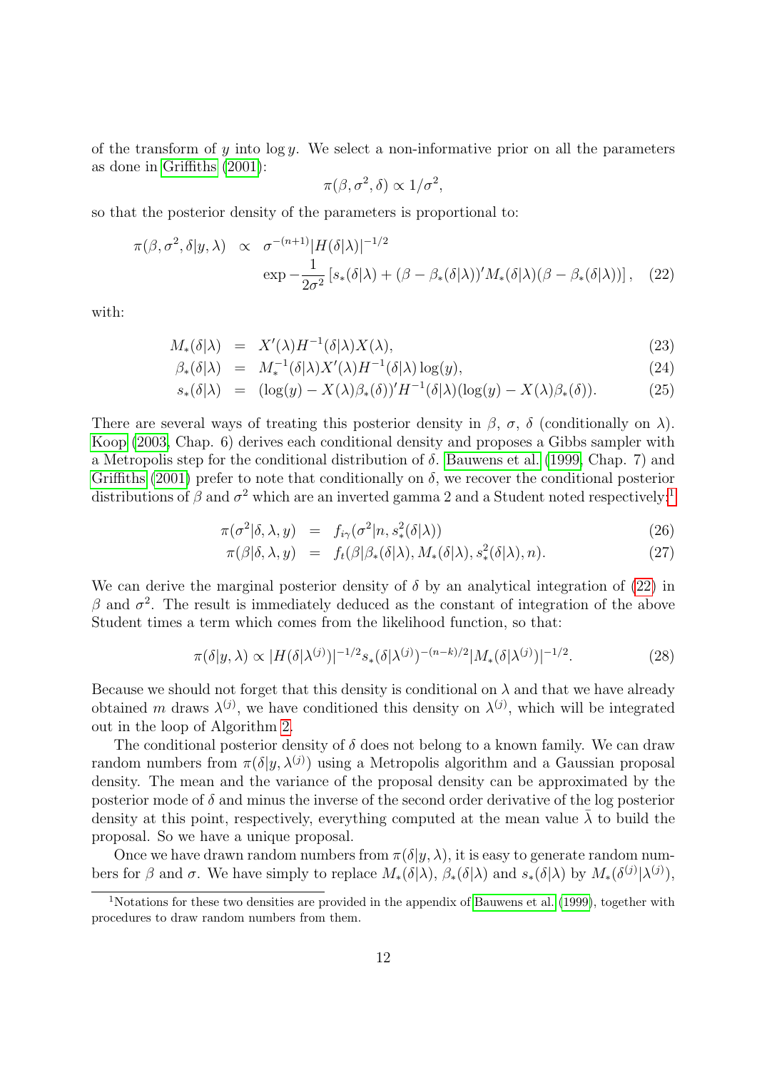of the transform of $y$ into $\log y$. We select a non-informative prior on all the parameters as done in Griffiths (2001):

$$\pi(\beta, \sigma^2, \delta) \propto 1/\sigma^2,$$

so that the posterior density of the parameters is proportional to:

$$\begin{aligned} \pi(\beta, \sigma^2, \delta | y, \lambda) \quad \propto \quad & \sigma^{-(n+1)} |H(\delta|\lambda)|^{-1/2} \\ & \exp -\frac{1}{2\sigma^2} \left[ s_*(\delta|\lambda) + (\beta - \beta_*(\delta|\lambda))' M_*(\delta|\lambda)(\beta - \beta_*(\delta|\lambda)) \right], \quad (22) \end{aligned}$$

with:

$$M_*(\delta|\lambda) \;=\; X'(\lambda) H^{-1}(\delta|\lambda) X(\lambda), \tag{23}$$

$$\beta_*(\delta|\lambda) \;=\; M_*^{-1}(\delta|\lambda) X'(\lambda) H^{-1}(\delta|\lambda) \log(y), \tag{24}$$

$$s_*(\delta|\lambda) \;=\; (\log(y) - X(\lambda)\beta_*(\delta))' H^{-1}(\delta|\lambda)(\log(y) - X(\lambda)\beta_*(\delta)). \tag{25}$$

There are several ways of treating this posterior density in $\beta$, $\sigma$, $\delta$ (conditionally on $\lambda$). Koop (2003, Chap. 6) derives each conditional density and proposes a Gibbs sampler with a Metropolis step for the conditional distribution of $\delta$. Bauwens et al. (1999, Chap. 7) and Griffiths (2001) prefer to note that conditionally on $\delta$, we recover the conditional posterior distributions of $\beta$ and $\sigma^2$ which are an inverted gamma 2 and a Student noted respectively:[1]

$$\pi(\sigma^2 | \delta, \lambda, y) \;=\; f_{i\gamma}(\sigma^2 | n, s_*^2(\delta|\lambda)) \tag{26}$$

$$\pi(\beta | \delta, \lambda, y) \;=\; f_t(\beta | \beta_*(\delta|\lambda), M_*(\delta|\lambda), s_*^2(\delta|\lambda), n). \tag{27}$$

We can derive the marginal posterior density of $\delta$ by an analytical integration of (22) in $\beta$ and $\sigma^2$. The result is immediately deduced as the constant of integration of the above Student times a term which comes from the likelihood function, so that:

$$\pi(\delta | y, \lambda) \propto |H(\delta|\lambda^{(j)})|^{-1/2} s_*(\delta|\lambda^{(j)})^{-(n-k)/2} |M_*(\delta|\lambda^{(j)})|^{-1/2}. \tag{28}$$

Because we should not forget that this density is conditional on $\lambda$ and that we have already obtained $m$ draws $\lambda^{(j)}$, we have conditioned this density on $\lambda^{(j)}$, which will be integrated out in the loop of Algorithm 2.

The conditional posterior density of $\delta$ does not belong to a known family. We can draw random numbers from $\pi(\delta|y, \lambda^{(j)})$ using a Metropolis algorithm and a Gaussian proposal density. The mean and the variance of the proposal density can be approximated by the posterior mode of $\delta$ and minus the inverse of the second order derivative of the log posterior density at this point, respectively, everything computed at the mean value $\bar{\lambda}$ to build the proposal. So we have a unique proposal.

Once we have drawn random numbers from $\pi(\delta|y, \lambda)$, it is easy to generate random numbers for $\beta$ and $\sigma$. We have simply to replace $M_*(\delta|\lambda)$, $\beta_*(\delta|\lambda)$ and $s_*(\delta|\lambda)$ by $M_*(\delta^{(j)}|\lambda^{(j)})$,

[1] Notations for these two densities are provided in the appendix of Bauwens et al. (1999), together with procedures to draw random numbers from them.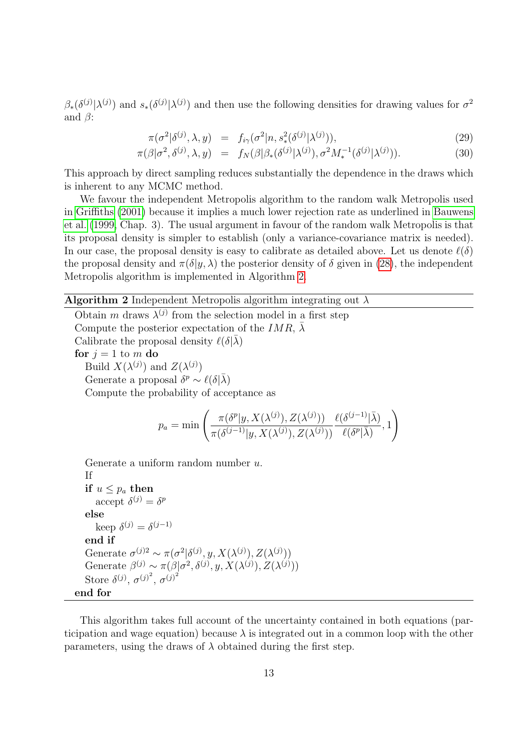$\beta_*(\delta^{(j)}|\lambda^{(j)})$ and $s_*(\delta^{(j)}|\lambda^{(j)})$ and then use the following densities for drawing values for $\sigma^2$ and $\beta$:

$$
\begin{aligned}
\pi(\sigma^2|\delta^{(j)}, \lambda, y) &= f_{i\gamma}(\sigma^2|n, s_*^2(\delta^{(j)}|\lambda^{(j)})), && (29)\\
\pi(\beta|\sigma^2, \delta^{(j)}, \lambda, y) &= f_N(\beta|\beta_*(\delta^{(j)}|\lambda^{(j)}), \sigma^2 M_*^{-1}(\delta^{(j)}|\lambda^{(j)})). && (30)
\end{aligned}
$$

This approach by direct sampling reduces substantially the dependence in the draws which is inherent to any MCMC method.

We favour the independent Metropolis algorithm to the random walk Metropolis used in Griffiths (2001) because it implies a much lower rejection rate as underlined in Bauwens et al. (1999, Chap. 3). The usual argument in favour of the random walk Metropolis is that its proposal density is simpler to establish (only a variance-covariance matrix is needed). In our case, the proposal density is easy to calibrate as detailed above. Let us denote $\ell(\delta)$ the proposal density and $\pi(\delta|y, \lambda)$ the posterior density of $\delta$ given in (28), the independent Metropolis algorithm is implemented in Algorithm 2.

**Algorithm 2** Independent Metropolis algorithm integrating out $\lambda$

```
Obtain m draws λ^(j) from the selection model in a first step
Compute the posterior expectation of the IMR, λ̄
Calibrate the proposal density ℓ(δ|λ̄)
for j = 1 to m do
    Build X(λ^(j)) and Z(λ^(j))
    Generate a proposal δ^p ~ ℓ(δ|λ̄)
    Compute the probability of acceptance as
```

$$
p_a = \min\left(\frac{\pi(\delta^p|y, X(\lambda^{(j)}), Z(\lambda^{(j)}))}{\pi(\delta^{(j-1)}|y, X(\lambda^{(j)}), Z(\lambda^{(j)}))}\frac{\ell(\delta^{(j-1)}|\bar{\lambda})}{\ell(\delta^p|\bar{\lambda})}, 1\right)
$$

```
    Generate a uniform random number u.
    If
    if u ≤ p_a then
        accept δ^(j) = δ^p
    else
        keep δ^(j) = δ^(j-1)
    end if
    Generate σ^(j)2 ~ π(σ²|δ^(j), y, X(λ^(j)), Z(λ^(j)))
    Generate β^(j) ~ π(β|σ², δ^(j), y, X(λ^(j)), Z(λ^(j)))
    Store δ^(j), σ^(j)², σ^(j)²
end for
```

This algorithm takes full account of the uncertainty contained in both equations (participation and wage equation) because $\lambda$ is integrated out in a common loop with the other parameters, using the draws of $\lambda$ obtained during the first step.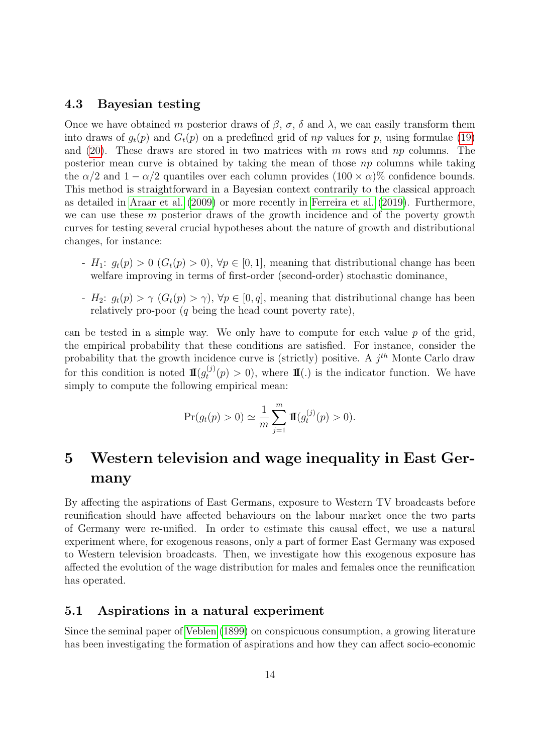### 4.3 Bayesian testing

Once we have obtained $m$ posterior draws of $\beta$, $\sigma$, $\delta$ and $\lambda$, we can easily transform them into draws of $g_t(p)$ and $G_t(p)$ on a predefined grid of $np$ values for $p$, using formulae (19) and (20). These draws are stored in two matrices with $m$ rows and $np$ columns. The posterior mean curve is obtained by taking the mean of those $np$ columns while taking the $\alpha/2$ and $1-\alpha/2$ quantiles over each column provides $(100 \times \alpha)\%$ confidence bounds. This method is straightforward in a Bayesian context contrarily to the classical approach as detailed in Araar et al. (2009) or more recently in Ferreira et al. (2019). Furthermore, we can use these $m$ posterior draws of the growth incidence and of the poverty growth curves for testing several crucial hypotheses about the nature of growth and distributional changes, for instance:

- $H_1$: $g_t(p) > 0$ $(G_t(p) > 0)$, $\forall p \in [0, 1]$, meaning that distributional change has been welfare improving in terms of first-order (second-order) stochastic dominance,
- $H_2$: $g_t(p) > \gamma$ $(G_t(p) > \gamma)$, $\forall p \in [0, q]$, meaning that distributional change has been relatively pro-poor ($q$ being the head count poverty rate),

can be tested in a simple way. We only have to compute for each value $p$ of the grid, the empirical probability that these conditions are satisfied. For instance, consider the probability that the growth incidence curve is (strictly) positive. A $j^{th}$ Monte Carlo draw for this condition is noted $\mathbb{1}(g_t^{(j)}(p) > 0)$, where $\mathbb{1}(.)$ is the indicator function. We have simply to compute the following empirical mean:

$$\Pr(g_t(p) > 0) \simeq \frac{1}{m} \sum_{j=1}^{m} \mathbb{1}(g_t^{(j)}(p) > 0).$$

# 5 Western television and wage inequality in East Germany

By affecting the aspirations of East Germans, exposure to Western TV broadcasts before reunification should have affected behaviours on the labour market once the two parts of Germany were re-unified. In order to estimate this causal effect, we use a natural experiment where, for exogenous reasons, only a part of former East Germany was exposed to Western television broadcasts. Then, we investigate how this exogenous exposure has affected the evolution of the wage distribution for males and females once the reunification has operated.

### 5.1 Aspirations in a natural experiment

Since the seminal paper of Veblen (1899) on conspicuous consumption, a growing literature has been investigating the formation of aspirations and how they can affect socio-economic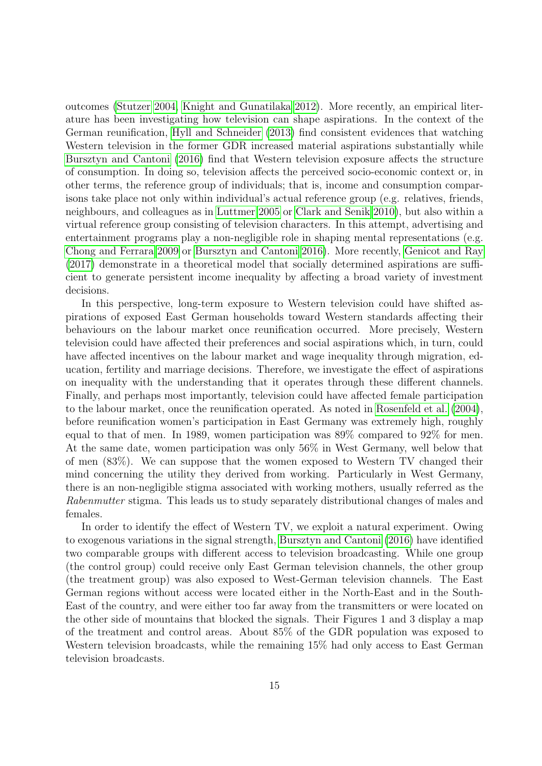outcomes (Stutzer 2004, Knight and Gunatilaka 2012). More recently, an empirical literature has been investigating how television can shape aspirations. In the context of the German reunification, Hyll and Schneider (2013) find consistent evidences that watching Western television in the former GDR increased material aspirations substantially while Bursztyn and Cantoni (2016) find that Western television exposure affects the structure of consumption. In doing so, television affects the perceived socio-economic context or, in other terms, the reference group of individuals; that is, income and consumption comparisons take place not only within individual's actual reference group (e.g. relatives, friends, neighbours, and colleagues as in Luttmer 2005 or Clark and Senik 2010), but also within a virtual reference group consisting of television characters. In this attempt, advertising and entertainment programs play a non-negligible role in shaping mental representations (e.g. Chong and Ferrara 2009 or Bursztyn and Cantoni 2016). More recently, Genicot and Ray (2017) demonstrate in a theoretical model that socially determined aspirations are sufficient to generate persistent income inequality by affecting a broad variety of investment decisions.

In this perspective, long-term exposure to Western television could have shifted aspirations of exposed East German households toward Western standards affecting their behaviours on the labour market once reunification occurred. More precisely, Western television could have affected their preferences and social aspirations which, in turn, could have affected incentives on the labour market and wage inequality through migration, education, fertility and marriage decisions. Therefore, we investigate the effect of aspirations on inequality with the understanding that it operates through these different channels. Finally, and perhaps most importantly, television could have affected female participation to the labour market, once the reunification operated. As noted in Rosenfeld et al. (2004), before reunification women's participation in East Germany was extremely high, roughly equal to that of men. In 1989, women participation was 89% compared to 92% for men. At the same date, women participation was only 56% in West Germany, well below that of men (83%). We can suppose that the women exposed to Western TV changed their mind concerning the utility they derived from working. Particularly in West Germany, there is an non-negligible stigma associated with working mothers, usually referred as the *Rabenmutter* stigma. This leads us to study separately distributional changes of males and females.

In order to identify the effect of Western TV, we exploit a natural experiment. Owing to exogenous variations in the signal strength, Bursztyn and Cantoni (2016) have identified two comparable groups with different access to television broadcasting. While one group (the control group) could receive only East German television channels, the other group (the treatment group) was also exposed to West-German television channels. The East German regions without access were located either in the North-East and in the South-East of the country, and were either too far away from the transmitters or were located on the other side of mountains that blocked the signals. Their Figures 1 and 3 display a map of the treatment and control areas. About 85% of the GDR population was exposed to Western television broadcasts, while the remaining 15% had only access to East German television broadcasts.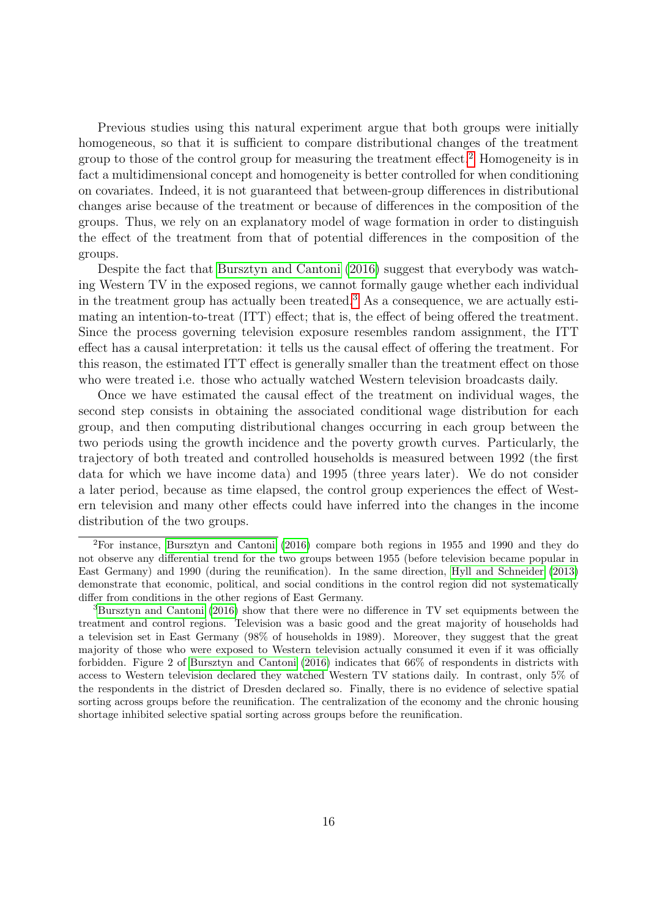Previous studies using this natural experiment argue that both groups were initially homogeneous, so that it is sufficient to compare distributional changes of the treatment group to those of the control group for measuring the treatment effect.[2] Homogeneity is in fact a multidimensional concept and homogeneity is better controlled for when conditioning on covariates. Indeed, it is not guaranteed that between-group differences in distributional changes arise because of the treatment or because of differences in the composition of the groups. Thus, we rely on an explanatory model of wage formation in order to distinguish the effect of the treatment from that of potential differences in the composition of the groups.

Despite the fact that Bursztyn and Cantoni (2016) suggest that everybody was watching Western TV in the exposed regions, we cannot formally gauge whether each individual in the treatment group has actually been treated.[3] As a consequence, we are actually estimating an intention-to-treat (ITT) effect; that is, the effect of being offered the treatment. Since the process governing television exposure resembles random assignment, the ITT effect has a causal interpretation: it tells us the causal effect of offering the treatment. For this reason, the estimated ITT effect is generally smaller than the treatment effect on those who were treated i.e. those who actually watched Western television broadcasts daily.

Once we have estimated the causal effect of the treatment on individual wages, the second step consists in obtaining the associated conditional wage distribution for each group, and then computing distributional changes occurring in each group between the two periods using the growth incidence and the poverty growth curves. Particularly, the trajectory of both treated and controlled households is measured between 1992 (the first data for which we have income data) and 1995 (three years later). We do not consider a later period, because as time elapsed, the control group experiences the effect of Western television and many other effects could have inferred into the changes in the income distribution of the two groups.

---

[2]For instance, Bursztyn and Cantoni (2016) compare both regions in 1955 and 1990 and they do not observe any differential trend for the two groups between 1955 (before television became popular in East Germany) and 1990 (during the reunification). In the same direction, Hyll and Schneider (2013) demonstrate that economic, political, and social conditions in the control region did not systematically differ from conditions in the other regions of East Germany.

[3]Bursztyn and Cantoni (2016) show that there were no difference in TV set equipments between the treatment and control regions. Television was a basic good and the great majority of households had a television set in East Germany (98% of households in 1989). Moreover, they suggest that the great majority of those who were exposed to Western television actually consumed it even if it was officially forbidden. Figure 2 of Bursztyn and Cantoni (2016) indicates that 66% of respondents in districts with access to Western television declared they watched Western TV stations daily. In contrast, only 5% of the respondents in the district of Dresden declared so. Finally, there is no evidence of selective spatial sorting across groups before the reunification. The centralization of the economy and the chronic housing shortage inhibited selective spatial sorting across groups before the reunification.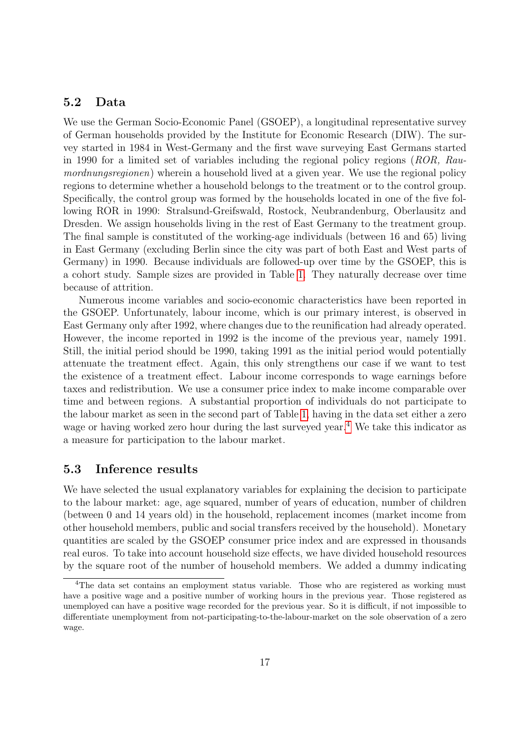## 5.2 Data

We use the German Socio-Economic Panel (GSOEP), a longitudinal representative survey of German households provided by the Institute for Economic Research (DIW). The survey started in 1984 in West-Germany and the first wave surveying East Germans started in 1990 for a limited set of variables including the regional policy regions (*ROR, Raumordnungsregionen*) wherein a household lived at a given year. We use the regional policy regions to determine whether a household belongs to the treatment or to the control group. Specifically, the control group was formed by the households located in one of the five following ROR in 1990: Stralsund-Greifswald, Rostock, Neubrandenburg, Oberlausitz and Dresden. We assign households living in the rest of East Germany to the treatment group. The final sample is constituted of the working-age individuals (between 16 and 65) living in East Germany (excluding Berlin since the city was part of both East and West parts of Germany) in 1990. Because individuals are followed-up over time by the GSOEP, this is a cohort study. Sample sizes are provided in Table 1. They naturally decrease over time because of attrition.

Numerous income variables and socio-economic characteristics have been reported in the GSOEP. Unfortunately, labour income, which is our primary interest, is observed in East Germany only after 1992, where changes due to the reunification had already operated. However, the income reported in 1992 is the income of the previous year, namely 1991. Still, the initial period should be 1990, taking 1991 as the initial period would potentially attenuate the treatment effect. Again, this only strengthens our case if we want to test the existence of a treatment effect. Labour income corresponds to wage earnings before taxes and redistribution. We use a consumer price index to make income comparable over time and between regions. A substantial proportion of individuals do not participate to the labour market as seen in the second part of Table 1, having in the data set either a zero wage or having worked zero hour during the last surveyed year.[4] We take this indicator as a measure for participation to the labour market.

## 5.3 Inference results

We have selected the usual explanatory variables for explaining the decision to participate to the labour market: age, age squared, number of years of education, number of children (between 0 and 14 years old) in the household, replacement incomes (market income from other household members, public and social transfers received by the household). Monetary quantities are scaled by the GSOEP consumer price index and are expressed in thousands real euros. To take into account household size effects, we have divided household resources by the square root of the number of household members. We added a dummy indicating

[4]The data set contains an employment status variable. Those who are registered as working must have a positive wage and a positive number of working hours in the previous year. Those registered as unemployed can have a positive wage recorded for the previous year. So it is difficult, if not impossible to differentiate unemployment from not-participating-to-the-labour-market on the sole observation of a zero wage.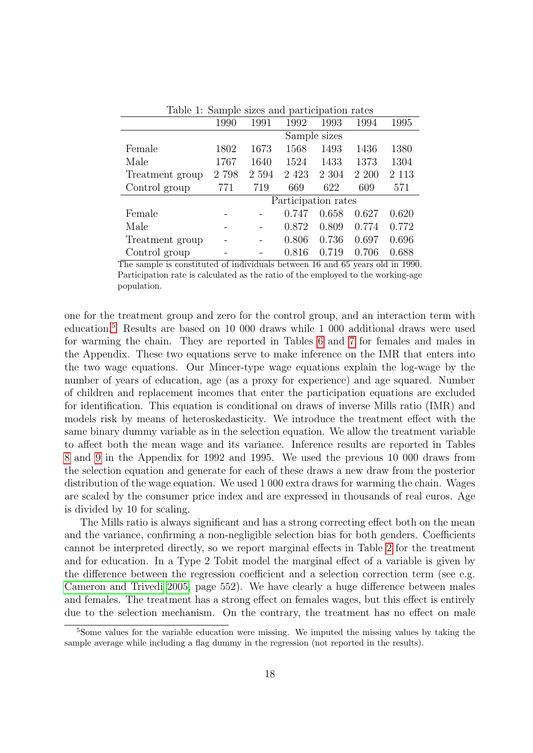Table 1: Sample sizes and participation rates

| | 1990 | 1991 | 1992 | 1993 | 1994 | 1995 |
|---|---|---|---|---|---|---|
| | Sample sizes | | | | | |
| Female | 1802 | 1673 | 1568 | 1493 | 1436 | 1380 |
| Male | 1767 | 1640 | 1524 | 1433 | 1373 | 1304 |
| Treatment group | 2 798 | 2 594 | 2 423 | 2 304 | 2 200 | 2 113 |
| Control group | 771 | 719 | 669 | 622 | 609 | 571 |
| | Participation rates | | | | | |
| Female | - | - | 0.747 | 0.658 | 0.627 | 0.620 |
| Male | - | - | 0.872 | 0.809 | 0.774 | 0.772 |
| Treatment group | - | - | 0.806 | 0.736 | 0.697 | 0.696 |
| Control group | - | - | 0.816 | 0.719 | 0.706 | 0.688 |

The sample is constituted of individuals between 16 and 65 years old in 1990. Participation rate is calculated as the ratio of the employed to the working-age population.

one for the treatment group and zero for the control group, and an interaction term with education.[5] Results are based on 10 000 draws while 1 000 additional draws were used for warming the chain. They are reported in Tables 6 and 7 for females and males in the Appendix. These two equations serve to make inference on the IMR that enters into the two wage equations. Our Mincer-type wage equations explain the log-wage by the number of years of education, age (as a proxy for experience) and age squared. Number of children and replacement incomes that enter the participation equations are excluded for identification. This equation is conditional on draws of inverse Mills ratio (IMR) and models risk by means of heteroskedasticity. We introduce the treatment effect with the same binary dummy variable as in the selection equation. We allow the treatment variable to affect both the mean wage and its variance. Inference results are reported in Tables 8 and 9 in the Appendix for 1992 and 1995. We used the previous 10 000 draws from the selection equation and generate for each of these draws a new draw from the posterior distribution of the wage equation. We used 1 000 extra draws for warming the chain. Wages are scaled by the consumer price index and are expressed in thousands of real euros. Age is divided by 10 for scaling.

The Mills ratio is always significant and has a strong correcting effect both on the mean and the variance, confirming a non-negligible selection bias for both genders. Coefficients cannot be interpreted directly, so we report marginal effects in Table 2 for the treatment and for education. In a Type 2 Tobit model the marginal effect of a variable is given by the difference between the regression coefficient and a selection correction term (see e.g. Cameron and Trivedi 2005, page 552). We have clearly a huge difference between males and females. The treatment has a strong effect on females wages, but this effect is entirely due to the selection mechanism. On the contrary, the treatment has no effect on male

[5] Some values for the variable education were missing. We imputed the missing values by taking the sample average while including a flag dummy in the regression (not reported in the results).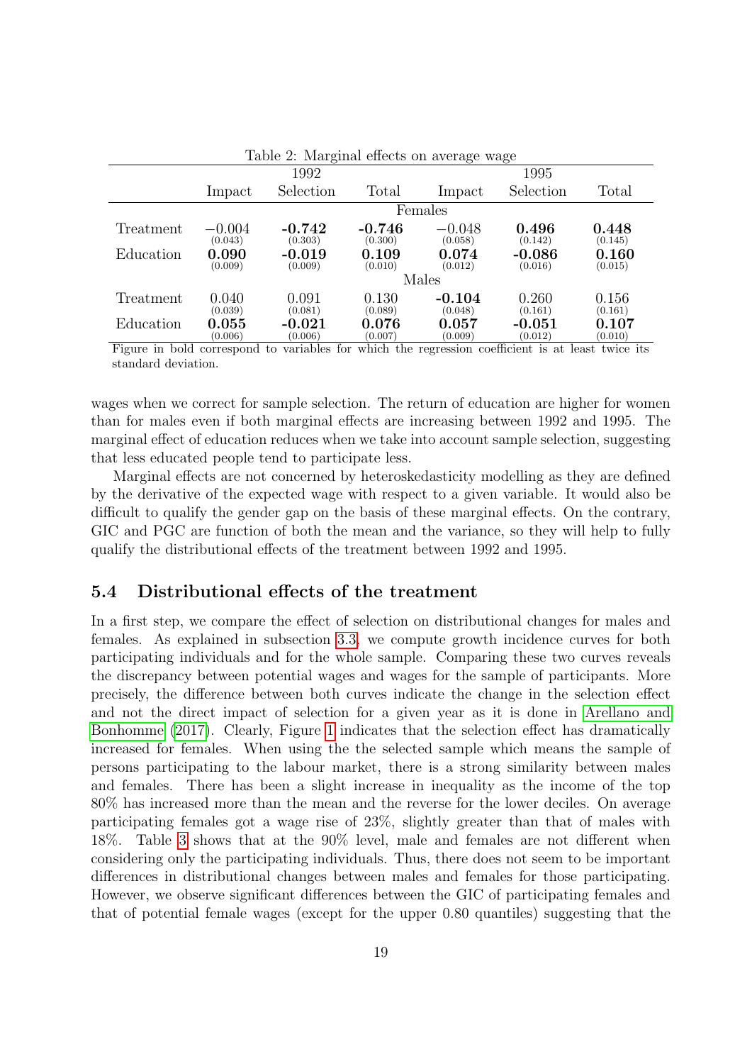Table 2: Marginal effects on average wage

| | 1992 | | | 1995 | | |
|---|---|---|---|---|---|---|
| | Impact | Selection | Total | Impact | Selection | Total |
| | | | Females | | | |
| Treatment | −0.004 (0.043) | **-0.742** (0.303) | **-0.746** (0.300) | −0.048 (0.058) | **0.496** (0.142) | **0.448** (0.145) |
| Education | **0.090** (0.009) | **-0.019** (0.009) | **0.109** (0.010) | **0.074** (0.012) | **-0.086** (0.016) | **0.160** (0.015) |
| | | | Males | | | |
| Treatment | 0.040 (0.039) | 0.091 (0.081) | 0.130 (0.089) | **-0.104** (0.048) | 0.260 (0.161) | 0.156 (0.161) |
| Education | **0.055** (0.006) | **-0.021** (0.006) | **0.076** (0.007) | **0.057** (0.009) | **-0.051** (0.012) | **0.107** (0.010) |

Figure in bold correspond to variables for which the regression coefficient is at least twice its standard deviation.

wages when we correct for sample selection. The return of education are higher for women than for males even if both marginal effects are increasing between 1992 and 1995. The marginal effect of education reduces when we take into account sample selection, suggesting that less educated people tend to participate less.

Marginal effects are not concerned by heteroskedasticity modelling as they are defined by the derivative of the expected wage with respect to a given variable. It would also be difficult to qualify the gender gap on the basis of these marginal effects. On the contrary, GIC and PGC are function of both the mean and the variance, so they will help to fully qualify the distributional effects of the treatment between 1992 and 1995.

### 5.4 Distributional effects of the treatment

In a first step, we compare the effect of selection on distributional changes for males and females. As explained in subsection 3.3, we compute growth incidence curves for both participating individuals and for the whole sample. Comparing these two curves reveals the discrepancy between potential wages and wages for the sample of participants. More precisely, the difference between both curves indicate the change in the selection effect and not the direct impact of selection for a given year as it is done in Arellano and Bonhomme (2017). Clearly, Figure 1 indicates that the selection effect has dramatically increased for females. When using the the selected sample which means the sample of persons participating to the labour market, there is a strong similarity between males and females. There has been a slight increase in inequality as the income of the top 80% has increased more than the mean and the reverse for the lower deciles. On average participating females got a wage rise of 23%, slightly greater than that of males with 18%. Table 3 shows that at the 90% level, male and females are not different when considering only the participating individuals. Thus, there does not seem to be important differences in distributional changes between males and females for those participating. However, we observe significant differences between the GIC of participating females and that of potential female wages (except for the upper 0.80 quantiles) suggesting that the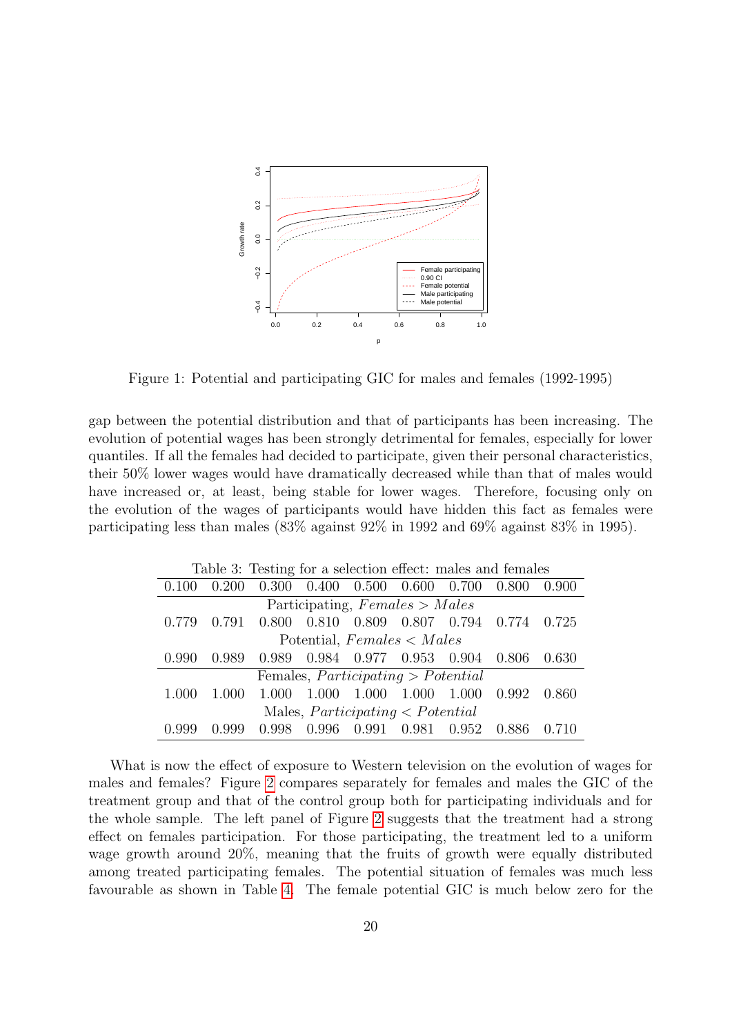Figure 1: Potential and participating GIC for males and females (1992-1995)

gap between the potential distribution and that of participants has been increasing. The evolution of potential wages has been strongly detrimental for females, especially for lower quantiles. If all the females had decided to participate, given their personal characteristics, their 50% lower wages would have dramatically decreased while than that of males would have increased or, at least, being stable for lower wages. Therefore, focusing only on the evolution of the wages of participants would have hidden this fact as females were participating less than males (83% against 92% in 1992 and 69% against 83% in 1995).

Table 3: Testing for a selection effect: males and females

| 0.100 | 0.200 | 0.300 | 0.400 | 0.500 | 0.600 | 0.700 | 0.800 | 0.900 |
|---|---|---|---|---|---|---|---|---|
| Participating, $Females > Males$ | | | | | | | | |
| 0.779 | 0.791 | 0.800 | 0.810 | 0.809 | 0.807 | 0.794 | 0.774 | 0.725 |
| Potential, $Females < Males$ | | | | | | | | |
| 0.990 | 0.989 | 0.989 | 0.984 | 0.977 | 0.953 | 0.904 | 0.806 | 0.630 |
| Females, $Participating > Potential$ | | | | | | | | |
| 1.000 | 1.000 | 1.000 | 1.000 | 1.000 | 1.000 | 1.000 | 0.992 | 0.860 |
| Males, $Participating < Potential$ | | | | | | | | |
| 0.999 | 0.999 | 0.998 | 0.996 | 0.991 | 0.981 | 0.952 | 0.886 | 0.710 |

What is now the effect of exposure to Western television on the evolution of wages for males and females? Figure 2 compares separately for females and males the GIC of the treatment group and that of the control group both for participating individuals and for the whole sample. The left panel of Figure 2 suggests that the treatment had a strong effect on females participation. For those participating, the treatment led to a uniform wage growth around 20%, meaning that the fruits of growth were equally distributed among treated participating females. The potential situation of females was much less favourable as shown in Table 4. The female potential GIC is much below zero for the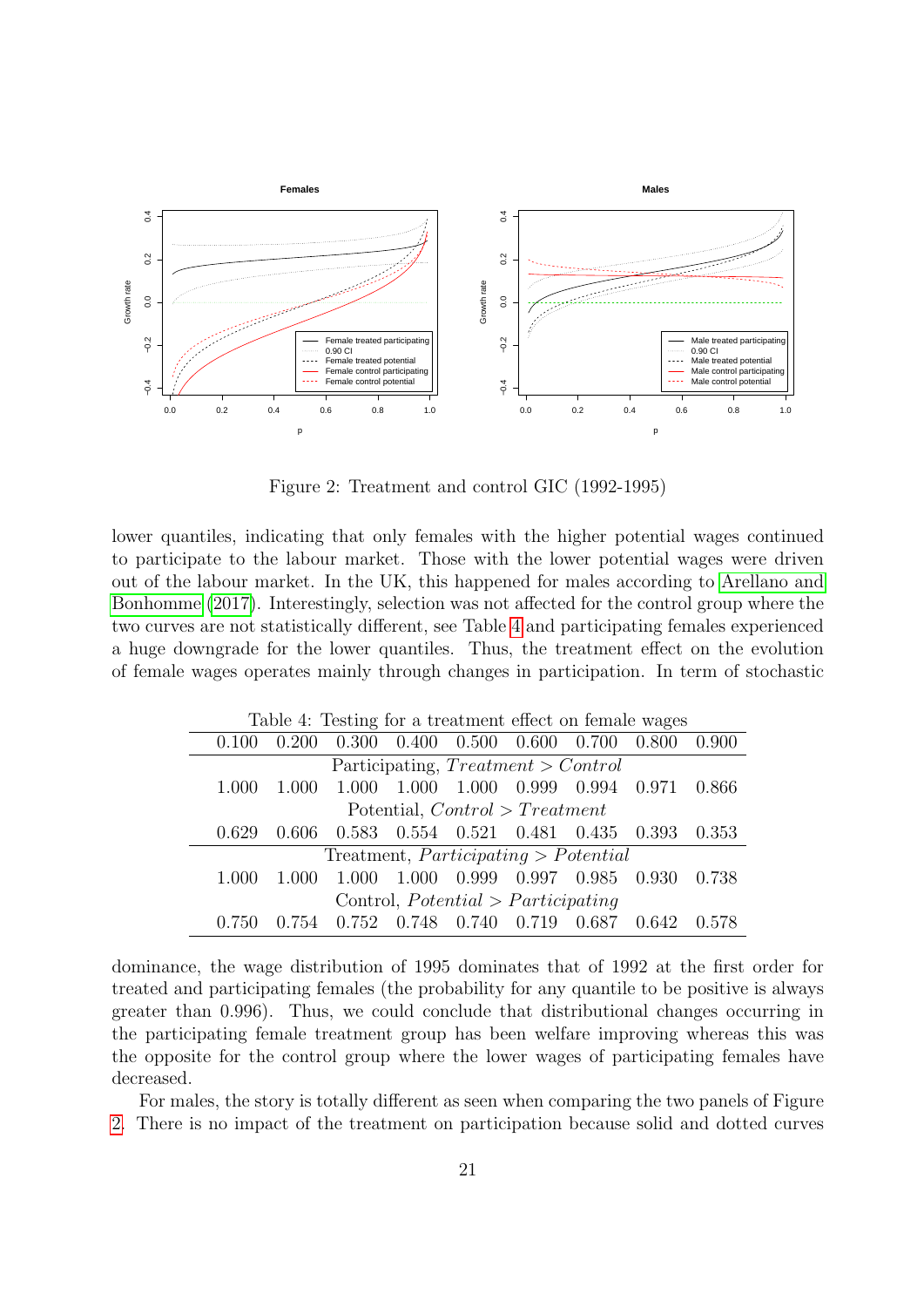Figure 2: Treatment and control GIC (1992-1995)

lower quantiles, indicating that only females with the higher potential wages continued to participate to the labour market. Those with the lower potential wages were driven out of the labour market. In the UK, this happened for males according to Arellano and Bonhomme (2017). Interestingly, selection was not affected for the control group where the two curves are not statistically different, see Table 4 and participating females experienced a huge downgrade for the lower quantiles. Thus, the treatment effect on the evolution of female wages operates mainly through changes in participation. In term of stochastic

Table 4: Testing for a treatment effect on female wages

| 0.100 | 0.200 | 0.300 | 0.400 | 0.500 | 0.600 | 0.700 | 0.800 | 0.900 |
|---|---|---|---|---|---|---|---|---|
| Participating, $Treatment > Control$ | | | | | | | | |
| 1.000 | 1.000 | 1.000 | 1.000 | 1.000 | 0.999 | 0.994 | 0.971 | 0.866 |
| Potential, $Control > Treatment$ | | | | | | | | |
| 0.629 | 0.606 | 0.583 | 0.554 | 0.521 | 0.481 | 0.435 | 0.393 | 0.353 |
| Treatment, $Participating > Potential$ | | | | | | | | |
| 1.000 | 1.000 | 1.000 | 1.000 | 0.999 | 0.997 | 0.985 | 0.930 | 0.738 |
| Control, $Potential > Participating$ | | | | | | | | |
| 0.750 | 0.754 | 0.752 | 0.748 | 0.740 | 0.719 | 0.687 | 0.642 | 0.578 |

dominance, the wage distribution of 1995 dominates that of 1992 at the first order for treated and participating females (the probability for any quantile to be positive is always greater than 0.996). Thus, we could conclude that distributional changes occurring in the participating female treatment group has been welfare improving whereas this was the opposite for the control group where the lower wages of participating females have decreased.

For males, the story is totally different as seen when comparing the two panels of Figure 2. There is no impact of the treatment on participation because solid and dotted curves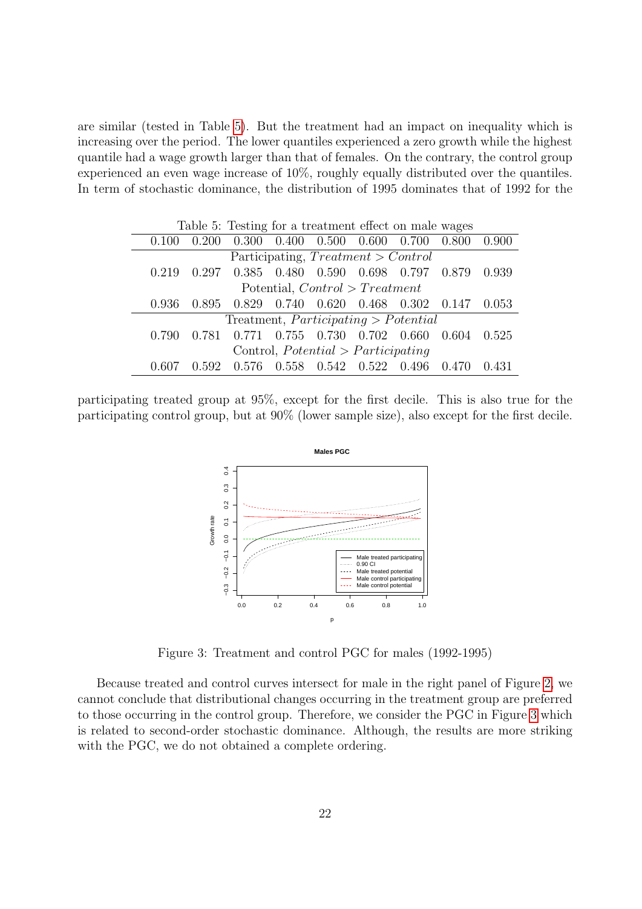are similar (tested in Table 5). But the treatment had an impact on inequality which is increasing over the period. The lower quantiles experienced a zero growth while the highest quantile had a wage growth larger than that of females. On the contrary, the control group experienced an even wage increase of 10%, roughly equally distributed over the quantiles. In term of stochastic dominance, the distribution of 1995 dominates that of 1992 for the

Table 5: Testing for a treatment effect on male wages

| 0.100 | 0.200 | 0.300 | 0.400 | 0.500 | 0.600 | 0.700 | 0.800 | 0.900 |
|---|---|---|---|---|---|---|---|---|
| Participating, $Treatment > Control$ | | | | | | | | |
| 0.219 | 0.297 | 0.385 | 0.480 | 0.590 | 0.698 | 0.797 | 0.879 | 0.939 |
| Potential, $Control > Treatment$ | | | | | | | | |
| 0.936 | 0.895 | 0.829 | 0.740 | 0.620 | 0.468 | 0.302 | 0.147 | 0.053 |
| Treatment, $Participating > Potential$ | | | | | | | | |
| 0.790 | 0.781 | 0.771 | 0.755 | 0.730 | 0.702 | 0.660 | 0.604 | 0.525 |
| Control, $Potential > Participating$ | | | | | | | | |
| 0.607 | 0.592 | 0.576 | 0.558 | 0.542 | 0.522 | 0.496 | 0.470 | 0.431 |

participating treated group at 95%, except for the first decile. This is also true for the participating control group, but at 90% (lower sample size), also except for the first decile.

Figure 3: Treatment and control PGC for males (1992-1995)

Because treated and control curves intersect for male in the right panel of Figure 2, we cannot conclude that distributional changes occurring in the treatment group are preferred to those occurring in the control group. Therefore, we consider the PGC in Figure 3 which is related to second-order stochastic dominance. Although, the results are more striking with the PGC, we do not obtained a complete ordering.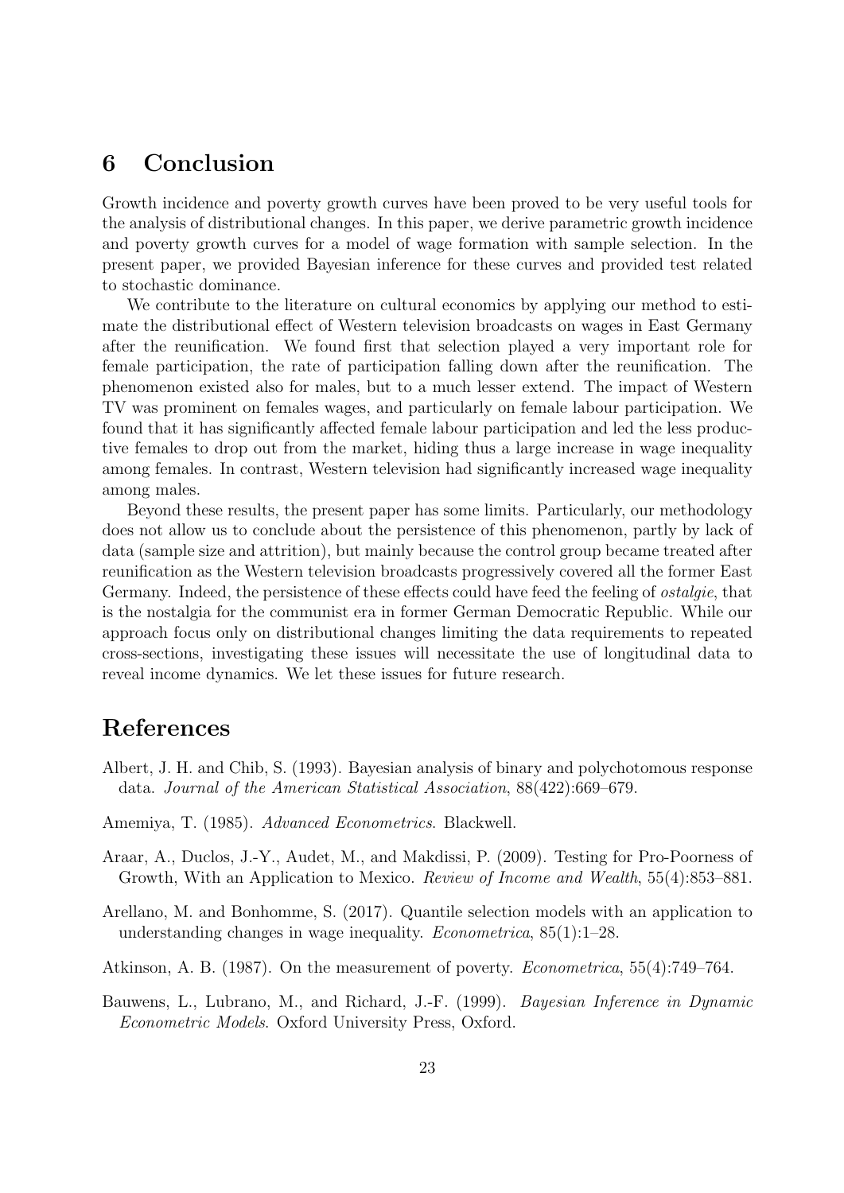## 6 Conclusion

Growth incidence and poverty growth curves have been proved to be very useful tools for the analysis of distributional changes. In this paper, we derive parametric growth incidence and poverty growth curves for a model of wage formation with sample selection. In the present paper, we provided Bayesian inference for these curves and provided test related to stochastic dominance.

We contribute to the literature on cultural economics by applying our method to estimate the distributional effect of Western television broadcasts on wages in East Germany after the reunification. We found first that selection played a very important role for female participation, the rate of participation falling down after the reunification. The phenomenon existed also for males, but to a much lesser extend. The impact of Western TV was prominent on females wages, and particularly on female labour participation. We found that it has significantly affected female labour participation and led the less productive females to drop out from the market, hiding thus a large increase in wage inequality among females. In contrast, Western television had significantly increased wage inequality among males.

Beyond these results, the present paper has some limits. Particularly, our methodology does not allow us to conclude about the persistence of this phenomenon, partly by lack of data (sample size and attrition), but mainly because the control group became treated after reunification as the Western television broadcasts progressively covered all the former East Germany. Indeed, the persistence of these effects could have feed the feeling of *ostalgie*, that is the nostalgia for the communist era in former German Democratic Republic. While our approach focus only on distributional changes limiting the data requirements to repeated cross-sections, investigating these issues will necessitate the use of longitudinal data to reveal income dynamics. We let these issues for future research.

## References

Albert, J. H. and Chib, S. (1993). Bayesian analysis of binary and polychotomous response data. *Journal of the American Statistical Association*, 88(422):669–679.

Amemiya, T. (1985). *Advanced Econometrics*. Blackwell.

Araar, A., Duclos, J.-Y., Audet, M., and Makdissi, P. (2009). Testing for Pro-Poorness of Growth, With an Application to Mexico. *Review of Income and Wealth*, 55(4):853–881.

Arellano, M. and Bonhomme, S. (2017). Quantile selection models with an application to understanding changes in wage inequality. *Econometrica*, 85(1):1–28.

Atkinson, A. B. (1987). On the measurement of poverty. *Econometrica*, 55(4):749–764.

Bauwens, L., Lubrano, M., and Richard, J.-F. (1999). *Bayesian Inference in Dynamic Econometric Models*. Oxford University Press, Oxford.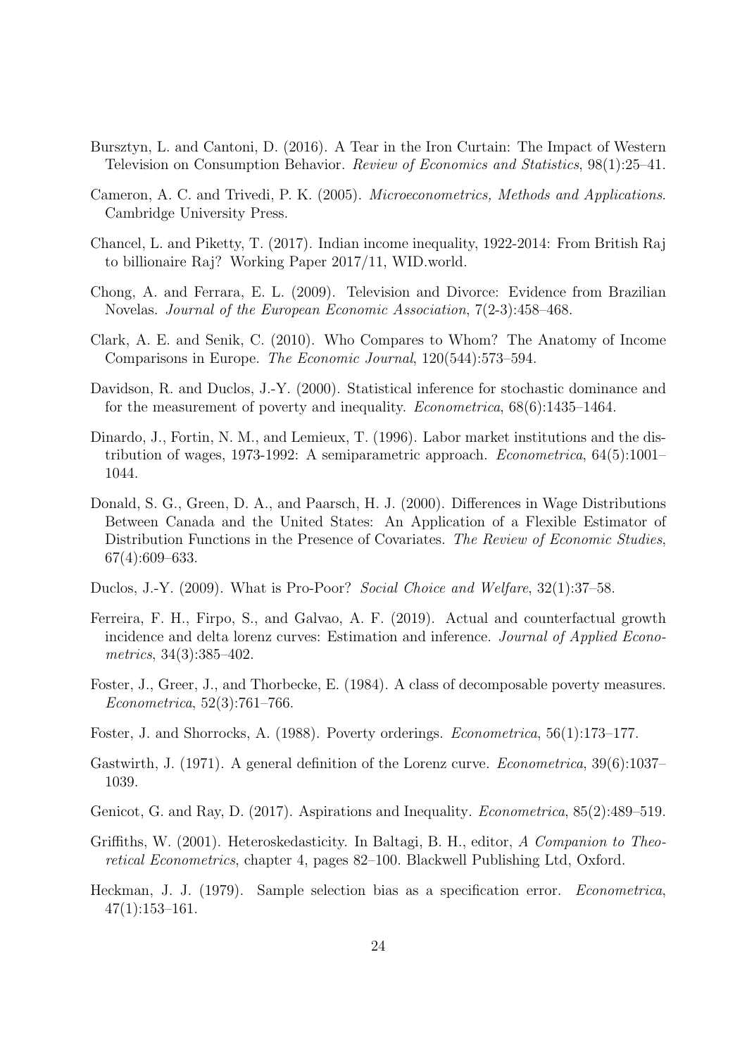Bursztyn, L. and Cantoni, D. (2016). A Tear in the Iron Curtain: The Impact of Western Television on Consumption Behavior. *Review of Economics and Statistics*, 98(1):25–41.

Cameron, A. C. and Trivedi, P. K. (2005). *Microeconometrics, Methods and Applications*. Cambridge University Press.

Chancel, L. and Piketty, T. (2017). Indian income inequality, 1922-2014: From British Raj to billionaire Raj? Working Paper 2017/11, WID.world.

Chong, A. and Ferrara, E. L. (2009). Television and Divorce: Evidence from Brazilian Novelas. *Journal of the European Economic Association*, 7(2-3):458–468.

Clark, A. E. and Senik, C. (2010). Who Compares to Whom? The Anatomy of Income Comparisons in Europe. *The Economic Journal*, 120(544):573–594.

Davidson, R. and Duclos, J.-Y. (2000). Statistical inference for stochastic dominance and for the measurement of poverty and inequality. *Econometrica*, 68(6):1435–1464.

Dinardo, J., Fortin, N. M., and Lemieux, T. (1996). Labor market institutions and the distribution of wages, 1973-1992: A semiparametric approach. *Econometrica*, 64(5):1001–1044.

Donald, S. G., Green, D. A., and Paarsch, H. J. (2000). Differences in Wage Distributions Between Canada and the United States: An Application of a Flexible Estimator of Distribution Functions in the Presence of Covariates. *The Review of Economic Studies*, 67(4):609–633.

Duclos, J.-Y. (2009). What is Pro-Poor? *Social Choice and Welfare*, 32(1):37–58.

Ferreira, F. H., Firpo, S., and Galvao, A. F. (2019). Actual and counterfactual growth incidence and delta lorenz curves: Estimation and inference. *Journal of Applied Econometrics*, 34(3):385–402.

Foster, J., Greer, J., and Thorbecke, E. (1984). A class of decomposable poverty measures. *Econometrica*, 52(3):761–766.

Foster, J. and Shorrocks, A. (1988). Poverty orderings. *Econometrica*, 56(1):173–177.

Gastwirth, J. (1971). A general definition of the Lorenz curve. *Econometrica*, 39(6):1037–1039.

Genicot, G. and Ray, D. (2017). Aspirations and Inequality. *Econometrica*, 85(2):489–519.

Griffiths, W. (2001). Heteroskedasticity. In Baltagi, B. H., editor, *A Companion to Theoretical Econometrics*, chapter 4, pages 82–100. Blackwell Publishing Ltd, Oxford.

Heckman, J. J. (1979). Sample selection bias as a specification error. *Econometrica*, 47(1):153–161.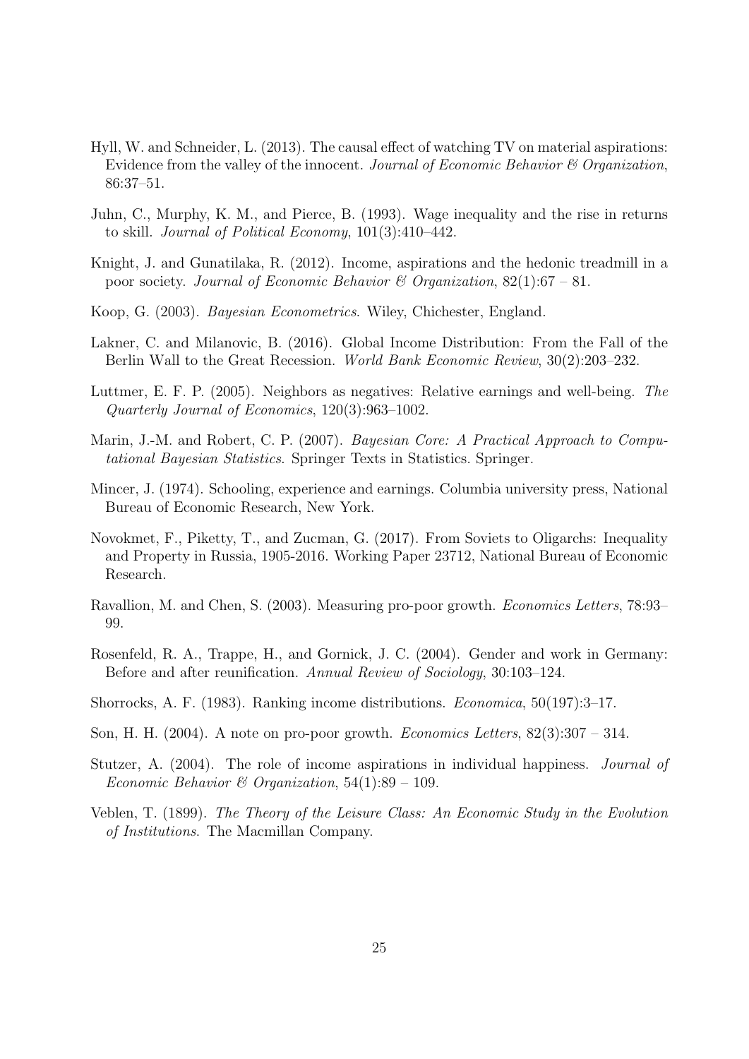Hyll, W. and Schneider, L. (2013). The causal effect of watching TV on material aspirations: Evidence from the valley of the innocent. *Journal of Economic Behavior & Organization*, 86:37–51.

Juhn, C., Murphy, K. M., and Pierce, B. (1993). Wage inequality and the rise in returns to skill. *Journal of Political Economy*, 101(3):410–442.

Knight, J. and Gunatilaka, R. (2012). Income, aspirations and the hedonic treadmill in a poor society. *Journal of Economic Behavior & Organization*, 82(1):67 – 81.

Koop, G. (2003). *Bayesian Econometrics*. Wiley, Chichester, England.

Lakner, C. and Milanovic, B. (2016). Global Income Distribution: From the Fall of the Berlin Wall to the Great Recession. *World Bank Economic Review*, 30(2):203–232.

Luttmer, E. F. P. (2005). Neighbors as negatives: Relative earnings and well-being. *The Quarterly Journal of Economics*, 120(3):963–1002.

Marin, J.-M. and Robert, C. P. (2007). *Bayesian Core: A Practical Approach to Computational Bayesian Statistics*. Springer Texts in Statistics. Springer.

Mincer, J. (1974). Schooling, experience and earnings. Columbia university press, National Bureau of Economic Research, New York.

Novokmet, F., Piketty, T., and Zucman, G. (2017). From Soviets to Oligarchs: Inequality and Property in Russia, 1905-2016. Working Paper 23712, National Bureau of Economic Research.

Ravallion, M. and Chen, S. (2003). Measuring pro-poor growth. *Economics Letters*, 78:93–99.

Rosenfeld, R. A., Trappe, H., and Gornick, J. C. (2004). Gender and work in Germany: Before and after reunification. *Annual Review of Sociology*, 30:103–124.

Shorrocks, A. F. (1983). Ranking income distributions. *Economica*, 50(197):3–17.

Son, H. H. (2004). A note on pro-poor growth. *Economics Letters*, 82(3):307 – 314.

Stutzer, A. (2004). The role of income aspirations in individual happiness. *Journal of Economic Behavior & Organization*, 54(1):89 – 109.

Veblen, T. (1899). *The Theory of the Leisure Class: An Economic Study in the Evolution of Institutions*. The Macmillan Company.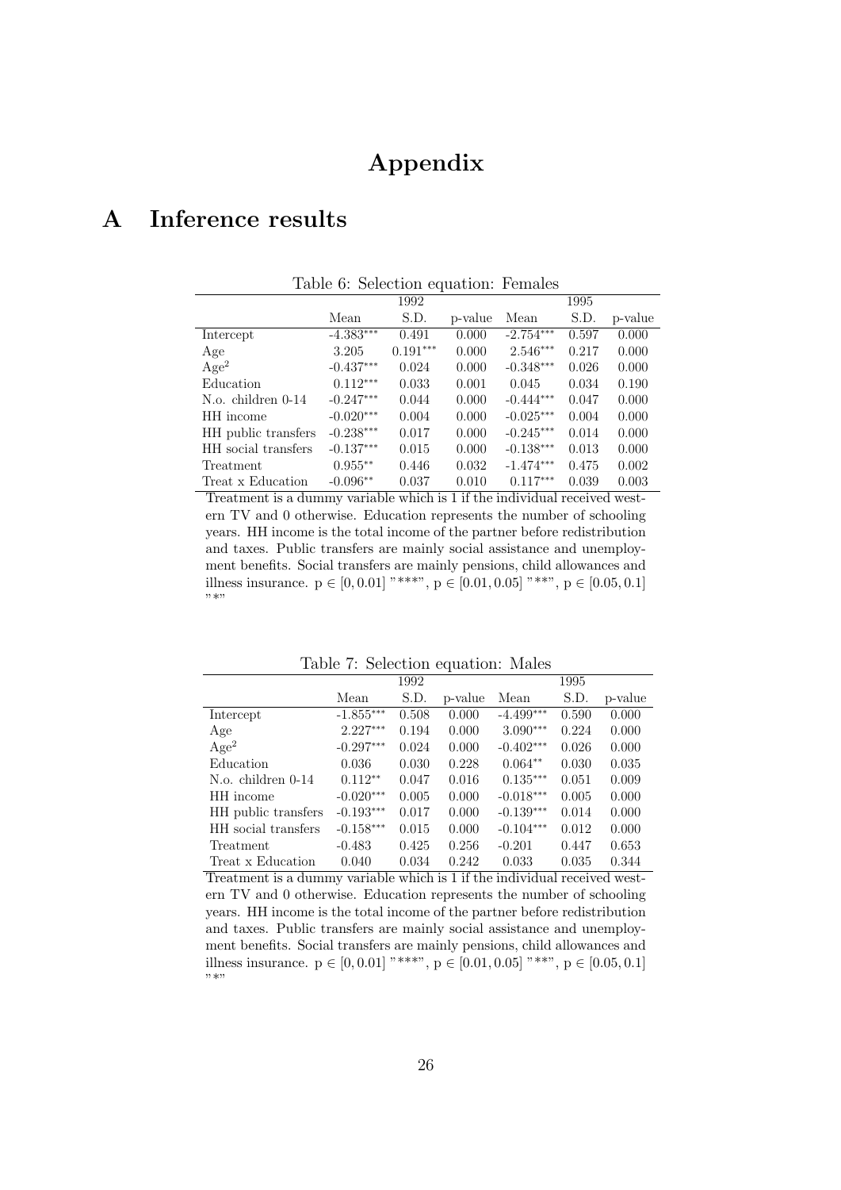# Appendix

## A Inference results

Table 6: Selection equation: Females

| | 1992 | | | 1995 | | |
|---|---|---|---|---|---|---|
| | Mean | S.D. | p-value | Mean | S.D. | p-value |
| Intercept | -4.383*** | 0.491 | 0.000 | -2.754*** | 0.597 | 0.000 |
| Age | 3.205 | 0.191*** | 0.000 | 2.546*** | 0.217 | 0.000 |
| Age$^2$ | -0.437*** | 0.024 | 0.000 | -0.348*** | 0.026 | 0.000 |
| Education | 0.112*** | 0.033 | 0.001 | 0.045 | 0.034 | 0.190 |
| N.o. children 0-14 | -0.247*** | 0.044 | 0.000 | -0.444*** | 0.047 | 0.000 |
| HH income | -0.020*** | 0.004 | 0.000 | -0.025*** | 0.004 | 0.000 |
| HH public transfers | -0.238*** | 0.017 | 0.000 | -0.245*** | 0.014 | 0.000 |
| HH social transfers | -0.137*** | 0.015 | 0.000 | -0.138*** | 0.013 | 0.000 |
| Treatment | 0.955** | 0.446 | 0.032 | -1.474*** | 0.475 | 0.002 |
| Treat x Education | -0.096** | 0.037 | 0.010 | 0.117*** | 0.039 | 0.003 |

Treatment is a dummy variable which is 1 if the individual received western TV and 0 otherwise. Education represents the number of schooling years. HH income is the total income of the partner before redistribution and taxes. Public transfers are mainly social assistance and unemployment benefits. Social transfers are mainly pensions, child allowances and illness insurance. $p \in [0, 0.01]$ "***", $p \in [0.01, 0.05]$ "**", $p \in [0.05, 0.1]$ "*"

Table 7: Selection equation: Males

| | 1992 | | | 1995 | | |
|---|---|---|---|---|---|---|
| | Mean | S.D. | p-value | Mean | S.D. | p-value |
| Intercept | -1.855*** | 0.508 | 0.000 | -4.499*** | 0.590 | 0.000 |
| Age | 2.227*** | 0.194 | 0.000 | 3.090*** | 0.224 | 0.000 |
| Age$^2$ | -0.297*** | 0.024 | 0.000 | -0.402*** | 0.026 | 0.000 |
| Education | 0.036 | 0.030 | 0.228 | 0.064** | 0.030 | 0.035 |
| N.o. children 0-14 | 0.112** | 0.047 | 0.016 | 0.135*** | 0.051 | 0.009 |
| HH income | -0.020*** | 0.005 | 0.000 | -0.018*** | 0.005 | 0.000 |
| HH public transfers | -0.193*** | 0.017 | 0.000 | -0.139*** | 0.014 | 0.000 |
| HH social transfers | -0.158*** | 0.015 | 0.000 | -0.104*** | 0.012 | 0.000 |
| Treatment | -0.483 | 0.425 | 0.256 | -0.201 | 0.447 | 0.653 |
| Treat x Education | 0.040 | 0.034 | 0.242 | 0.033 | 0.035 | 0.344 |

Treatment is a dummy variable which is 1 if the individual received western TV and 0 otherwise. Education represents the number of schooling years. HH income is the total income of the partner before redistribution and taxes. Public transfers are mainly social assistance and unemployment benefits. Social transfers are mainly pensions, child allowances and illness insurance. $p \in [0, 0.01]$ "***", $p \in [0.01, 0.05]$ "**", $p \in [0.05, 0.1]$ "*"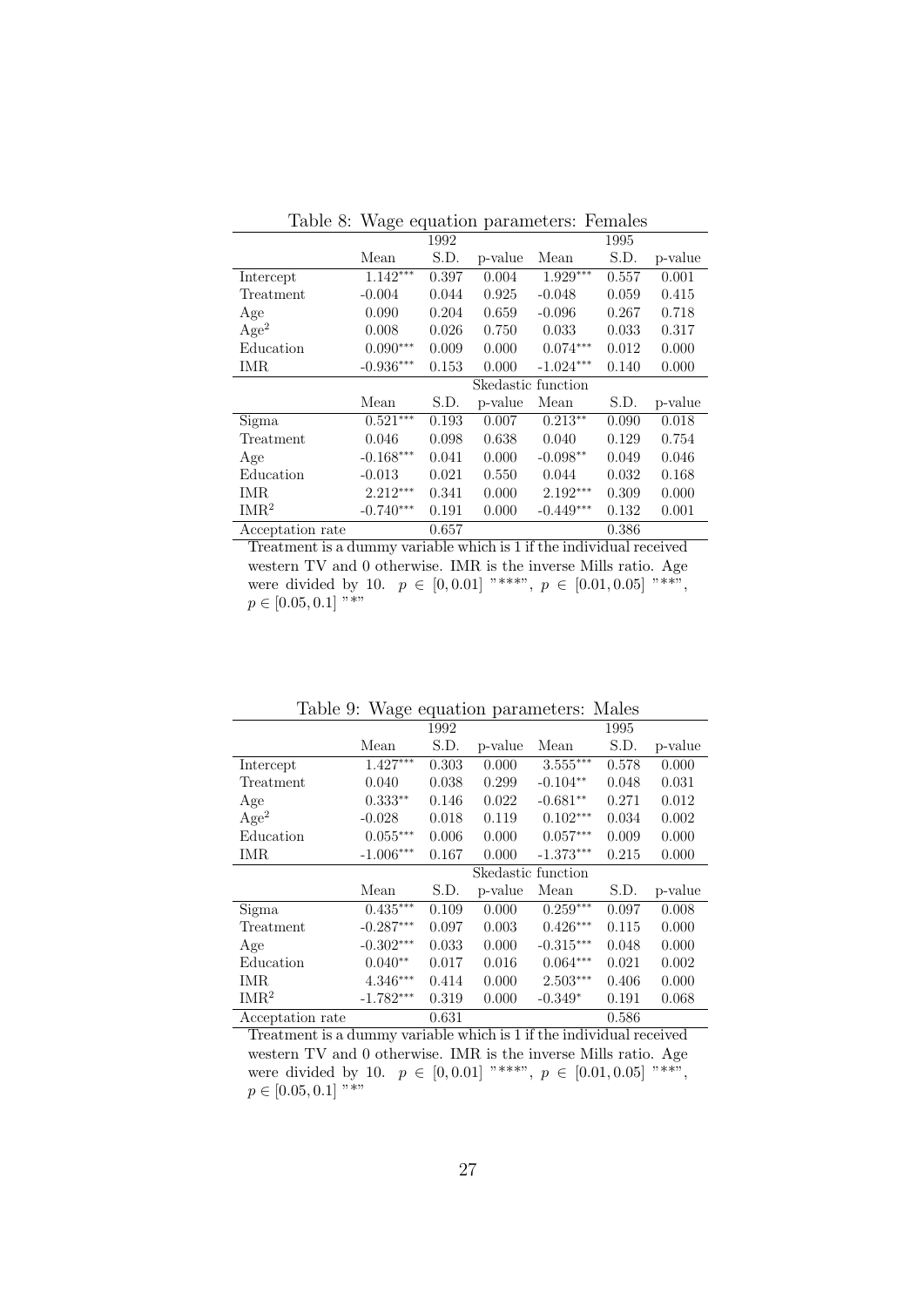Table 8: Wage equation parameters: Females

| | 1992 | | | 1995 | | |
|---|---|---|---|---|---|---|
| | Mean | S.D. | p-value | Mean | S.D. | p-value |
| Intercept | $1.142^{***}$ | 0.397 | 0.004 | $1.929^{***}$ | 0.557 | 0.001 |
| Treatment | -0.004 | 0.044 | 0.925 | -0.048 | 0.059 | 0.415 |
| Age | 0.090 | 0.204 | 0.659 | -0.096 | 0.267 | 0.718 |
| $\text{Age}^2$ | 0.008 | 0.026 | 0.750 | 0.033 | 0.033 | 0.317 |
| Education | $0.090^{***}$ | 0.009 | 0.000 | $0.074^{***}$ | 0.012 | 0.000 |
| IMR | $-0.936^{***}$ | 0.153 | 0.000 | $-1.024^{***}$ | 0.140 | 0.000 |
| | | | Skedastic function | | | |
| | Mean | S.D. | p-value | Mean | S.D. | p-value |
| Sigma | $0.521^{***}$ | 0.193 | 0.007 | $0.213^{**}$ | 0.090 | 0.018 |
| Treatment | 0.046 | 0.098 | 0.638 | 0.040 | 0.129 | 0.754 |
| Age | $-0.168^{***}$ | 0.041 | 0.000 | $-0.098^{**}$ | 0.049 | 0.046 |
| Education | -0.013 | 0.021 | 0.550 | 0.044 | 0.032 | 0.168 |
| IMR | $2.212^{***}$ | 0.341 | 0.000 | $2.192^{***}$ | 0.309 | 0.000 |
| $\text{IMR}^2$ | $-0.740^{***}$ | 0.191 | 0.000 | $-0.449^{***}$ | 0.132 | 0.001 |
| Acceptation rate | | 0.657 | | | 0.386 | |

Treatment is a dummy variable which is 1 if the individual received western TV and 0 otherwise. IMR is the inverse Mills ratio. Age were divided by 10. $p \in [0, 0.01]$ "***", $p \in [0.01, 0.05]$ "**", $p \in [0.05, 0.1]$ "*"

Table 9: Wage equation parameters: Males

| | 1992 | | | 1995 | | |
|---|---|---|---|---|---|---|
| | Mean | S.D. | p-value | Mean | S.D. | p-value |
| Intercept | $1.427^{***}$ | 0.303 | 0.000 | $3.555^{***}$ | 0.578 | 0.000 |
| Treatment | 0.040 | 0.038 | 0.299 | $-0.104^{**}$ | 0.048 | 0.031 |
| Age | $0.333^{**}$ | 0.146 | 0.022 | $-0.681^{**}$ | 0.271 | 0.012 |
| $\text{Age}^2$ | -0.028 | 0.018 | 0.119 | $0.102^{***}$ | 0.034 | 0.002 |
| Education | $0.055^{***}$ | 0.006 | 0.000 | $0.057^{***}$ | 0.009 | 0.000 |
| IMR | $-1.006^{***}$ | 0.167 | 0.000 | $-1.373^{***}$ | 0.215 | 0.000 |
| | | | Skedastic function | | | |
| | Mean | S.D. | p-value | Mean | S.D. | p-value |
| Sigma | $0.435^{***}$ | 0.109 | 0.000 | $0.259^{***}$ | 0.097 | 0.008 |
| Treatment | $-0.287^{***}$ | 0.097 | 0.003 | $0.426^{***}$ | 0.115 | 0.000 |
| Age | $-0.302^{***}$ | 0.033 | 0.000 | $-0.315^{***}$ | 0.048 | 0.000 |
| Education | $0.040^{**}$ | 0.017 | 0.016 | $0.064^{***}$ | 0.021 | 0.002 |
| IMR | $4.346^{***}$ | 0.414 | 0.000 | $2.503^{***}$ | 0.406 | 0.000 |
| $\text{IMR}^2$ | $-1.782^{***}$ | 0.319 | 0.000 | $-0.349^{*}$ | 0.191 | 0.068 |
| Acceptation rate | | 0.631 | | | 0.586 | |

Treatment is a dummy variable which is 1 if the individual received western TV and 0 otherwise. IMR is the inverse Mills ratio. Age were divided by 10. $p \in [0, 0.01]$ "***", $p \in [0.01, 0.05]$ "**", $p \in [0.05, 0.1]$ "*"